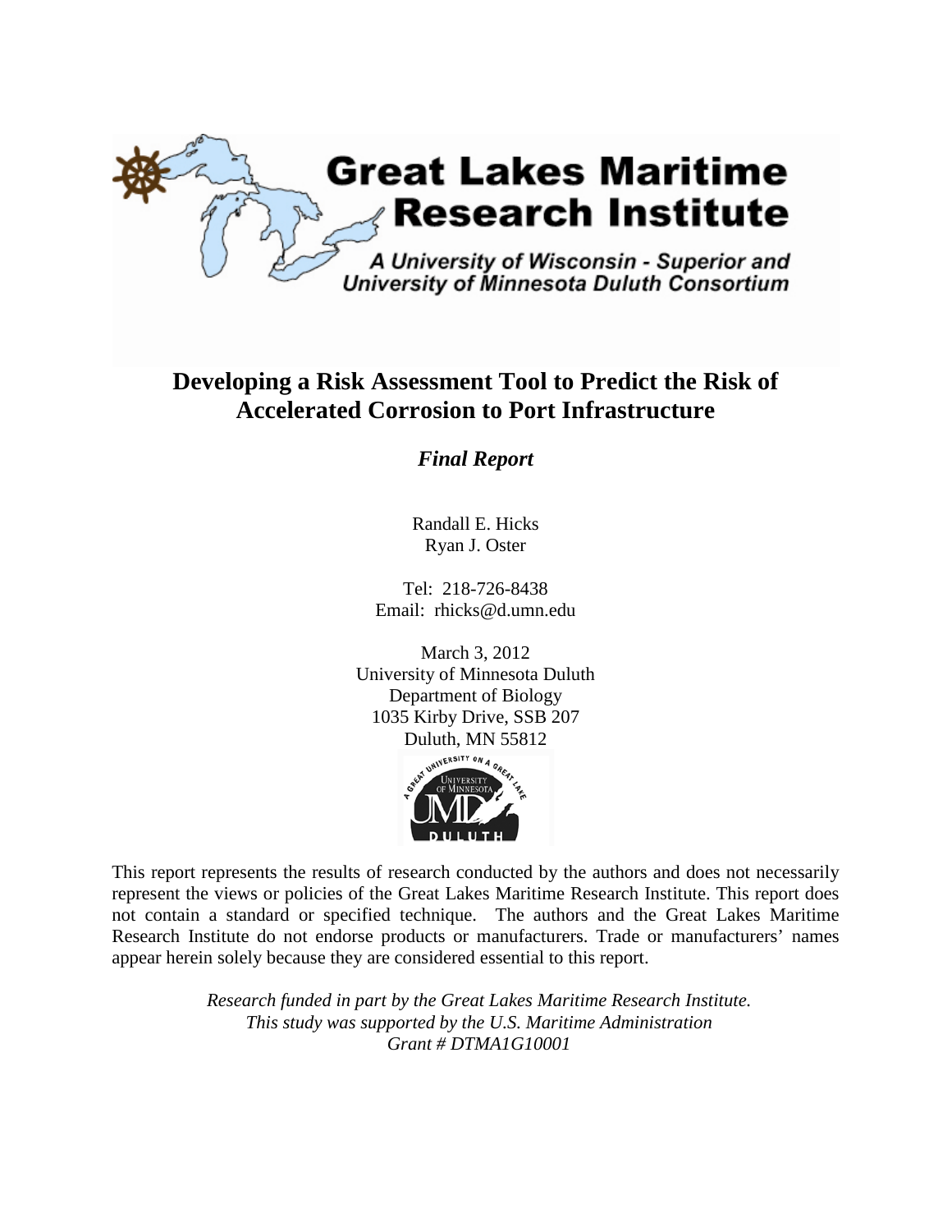**Great Lakes Maritime Research Institute**

*A University of Wisconsin - Superior and University of Minnesota Duluth Consortium*

# Developing a Risk Assessment Tool to Predict the Risk of Accelerated Corrosion to Port Infrastructure

***Final Report***

Randall E. Hicks
Ryan J. Oster

Tel: 218-726-8438
Email: rhicks@d.umn.edu

March 3, 2012
University of Minnesota Duluth
Department of Biology
1035 Kirby Drive, SSB 207
Duluth, MN 55812

This report represents the results of research conducted by the authors and does not necessarily represent the views or policies of the Great Lakes Maritime Research Institute. This report does not contain a standard or specified technique. The authors and the Great Lakes Maritime Research Institute do not endorse products or manufacturers. Trade or manufacturers' names appear herein solely because they are considered essential to this report.

*Research funded in part by the Great Lakes Maritime Research Institute.*
*This study was supported by the U.S. Maritime Administration*
*Grant # DTMA1G10001*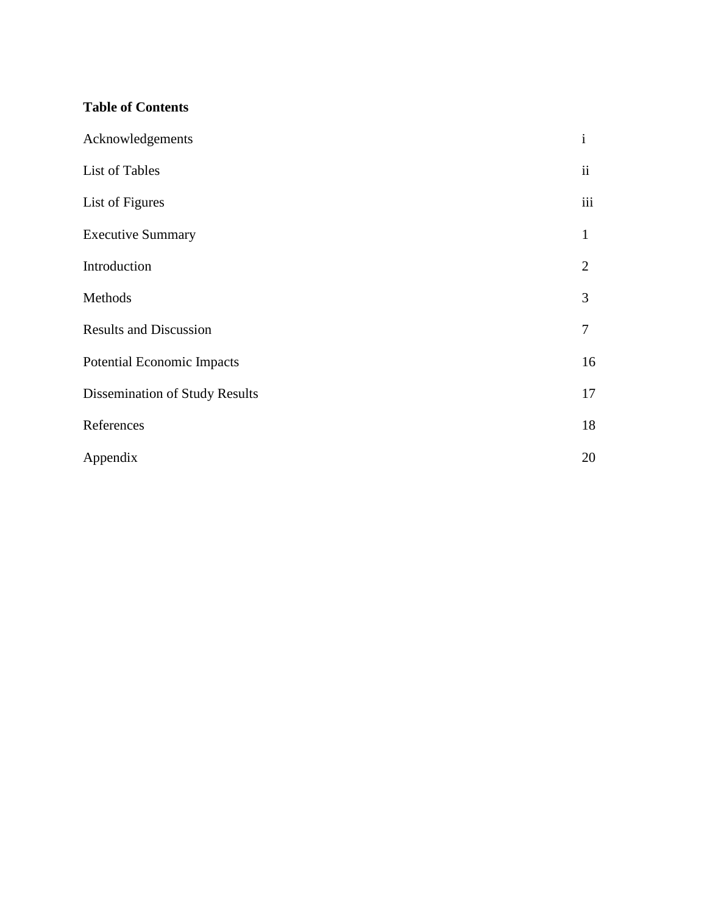**Table of Contents**

| | |
|---|---|
| Acknowledgements | i |
| List of Tables | ii |
| List of Figures | iii |
| Executive Summary | 1 |
| Introduction | 2 |
| Methods | 3 |
| Results and Discussion | 7 |
| Potential Economic Impacts | 16 |
| Dissemination of Study Results | 17 |
| References | 18 |
| Appendix | 20 |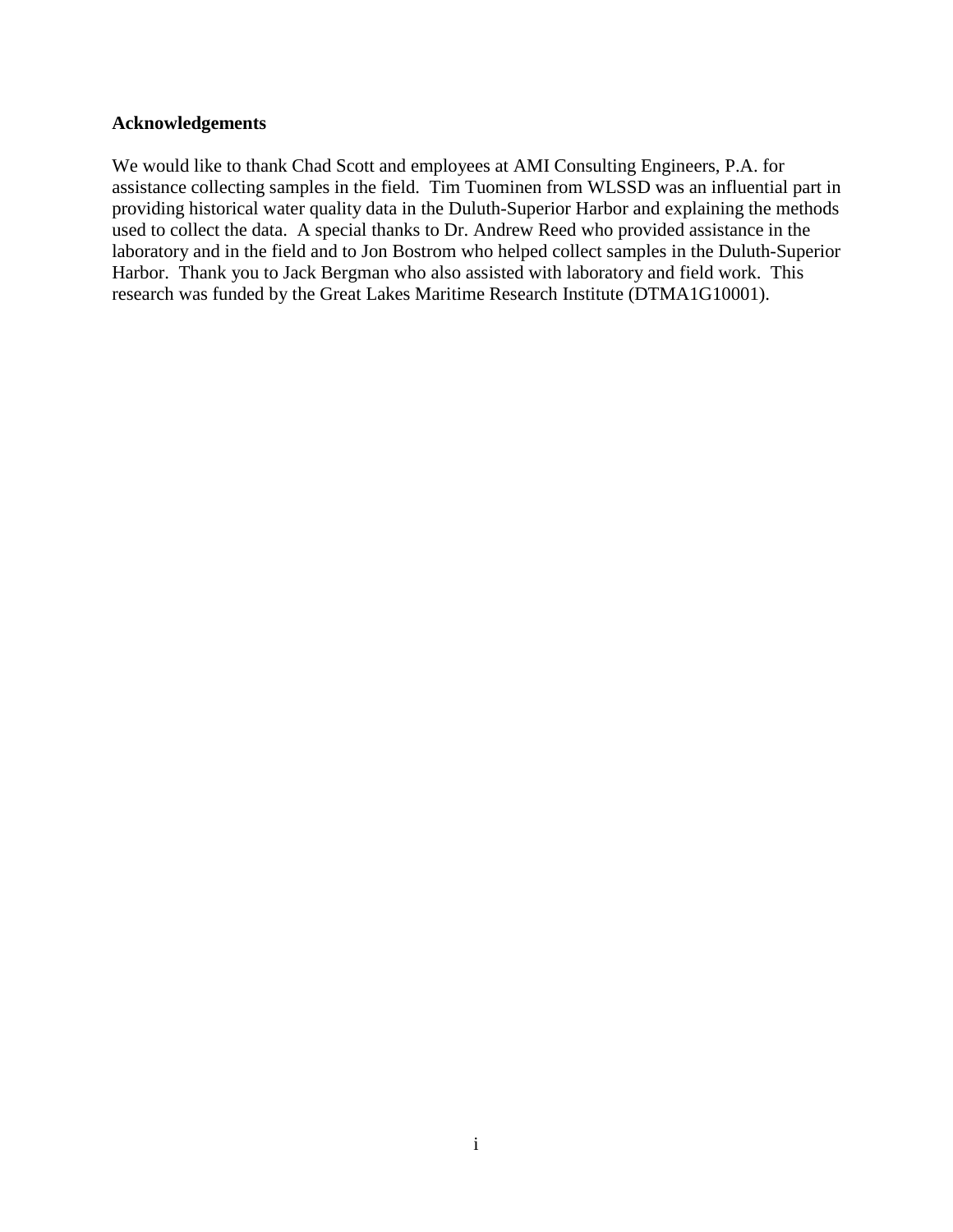**Acknowledgements**

We would like to thank Chad Scott and employees at AMI Consulting Engineers, P.A. for assistance collecting samples in the field. Tim Tuominen from WLSSD was an influential part in providing historical water quality data in the Duluth-Superior Harbor and explaining the methods used to collect the data. A special thanks to Dr. Andrew Reed who provided assistance in the laboratory and in the field and to Jon Bostrom who helped collect samples in the Duluth-Superior Harbor. Thank you to Jack Bergman who also assisted with laboratory and field work. This research was funded by the Great Lakes Maritime Research Institute (DTMA1G10001).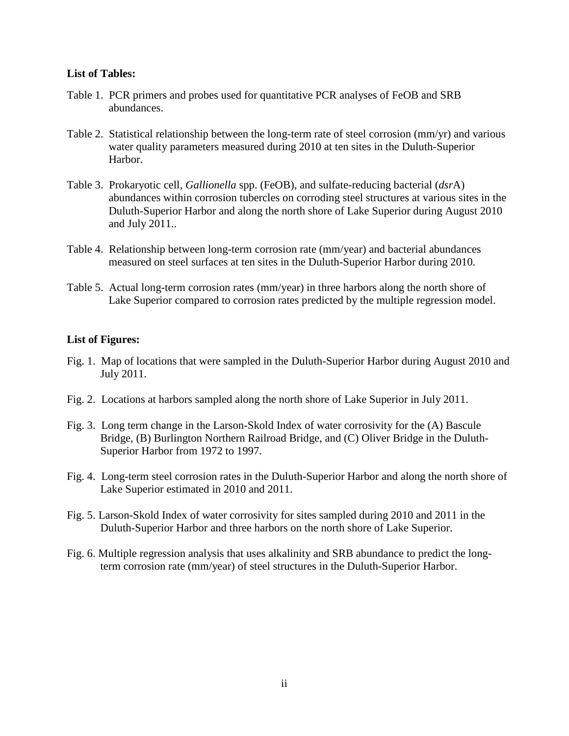**List of Tables:**

Table 1. PCR primers and probes used for quantitative PCR analyses of FeOB and SRB abundances.

Table 2. Statistical relationship between the long-term rate of steel corrosion (mm/yr) and various water quality parameters measured during 2010 at ten sites in the Duluth-Superior Harbor.

Table 3. Prokaryotic cell, *Gallionella* spp. (FeOB), and sulfate-reducing bacterial (*dsr*A) abundances within corrosion tubercles on corroding steel structures at various sites in the Duluth-Superior Harbor and along the north shore of Lake Superior during August 2010 and July 2011..

Table 4. Relationship between long-term corrosion rate (mm/year) and bacterial abundances measured on steel surfaces at ten sites in the Duluth-Superior Harbor during 2010.

Table 5. Actual long-term corrosion rates (mm/year) in three harbors along the north shore of Lake Superior compared to corrosion rates predicted by the multiple regression model.

**List of Figures:**

Fig. 1. Map of locations that were sampled in the Duluth-Superior Harbor during August 2010 and July 2011.

Fig. 2. Locations at harbors sampled along the north shore of Lake Superior in July 2011.

Fig. 3. Long term change in the Larson-Skold Index of water corrosivity for the (A) Bascule Bridge, (B) Burlington Northern Railroad Bridge, and (C) Oliver Bridge in the Duluth-Superior Harbor from 1972 to 1997.

Fig. 4. Long-term steel corrosion rates in the Duluth-Superior Harbor and along the north shore of Lake Superior estimated in 2010 and 2011.

Fig. 5. Larson-Skold Index of water corrosivity for sites sampled during 2010 and 2011 in the Duluth-Superior Harbor and three harbors on the north shore of Lake Superior.

Fig. 6. Multiple regression analysis that uses alkalinity and SRB abundance to predict the long-term corrosion rate (mm/year) of steel structures in the Duluth-Superior Harbor.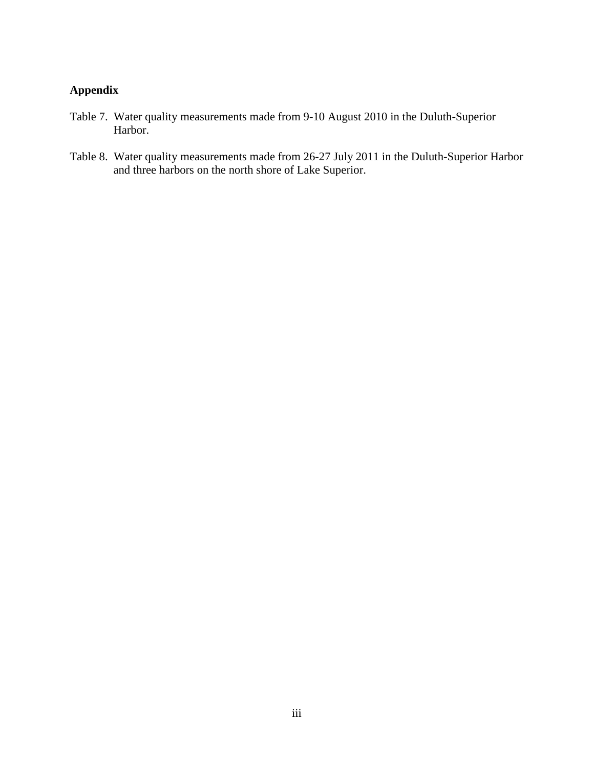## Appendix

Table 7. Water quality measurements made from 9-10 August 2010 in the Duluth-Superior Harbor.

Table 8. Water quality measurements made from 26-27 July 2011 in the Duluth-Superior Harbor and three harbors on the north shore of Lake Superior.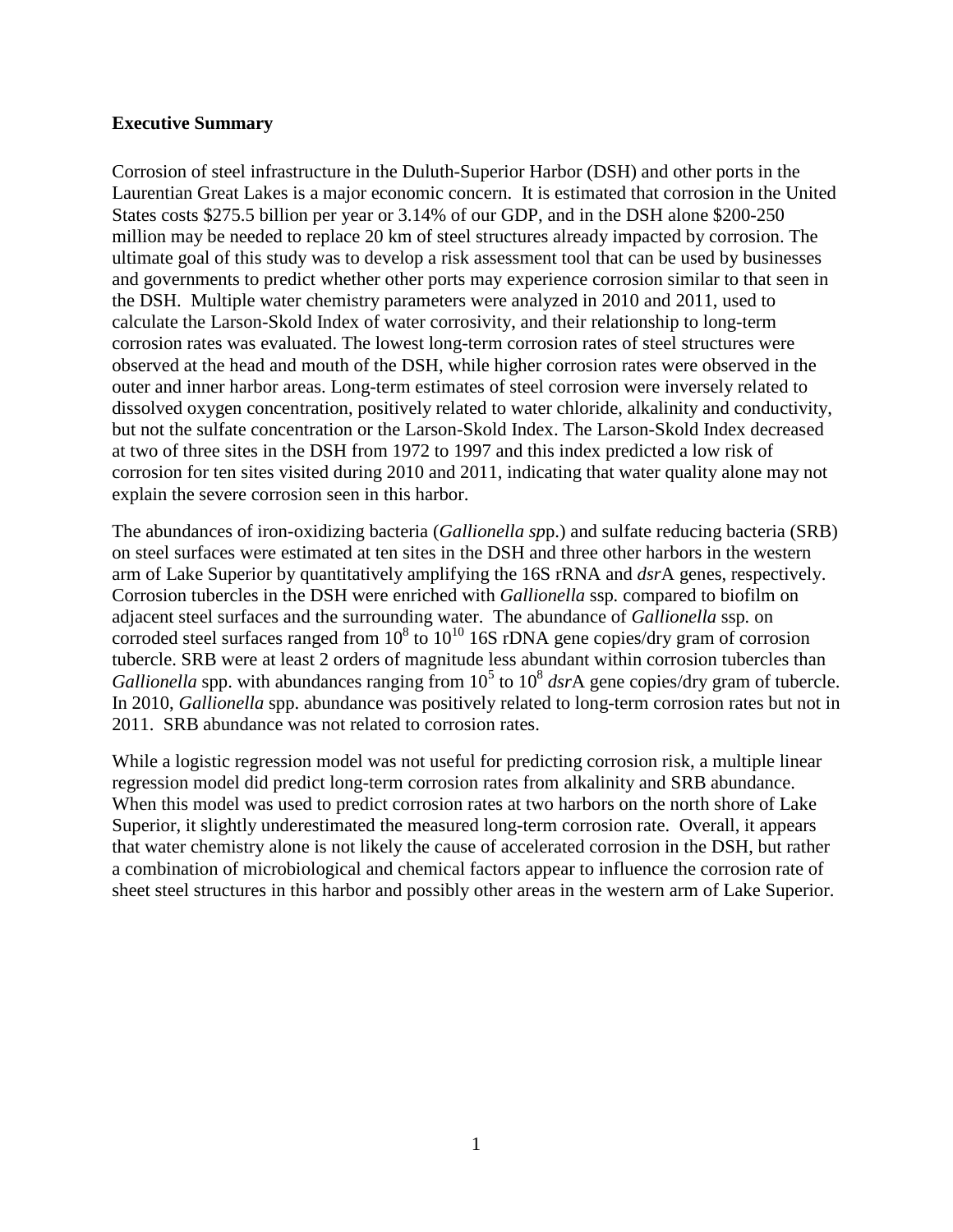**Executive Summary**

Corrosion of steel infrastructure in the Duluth-Superior Harbor (DSH) and other ports in the Laurentian Great Lakes is a major economic concern. It is estimated that corrosion in the United States costs $275.5 billion per year or 3.14% of our GDP, and in the DSH alone $200-250 million may be needed to replace 20 km of steel structures already impacted by corrosion. The ultimate goal of this study was to develop a risk assessment tool that can be used by businesses and governments to predict whether other ports may experience corrosion similar to that seen in the DSH. Multiple water chemistry parameters were analyzed in 2010 and 2011, used to calculate the Larson-Skold Index of water corrosivity, and their relationship to long-term corrosion rates was evaluated. The lowest long-term corrosion rates of steel structures were observed at the head and mouth of the DSH, while higher corrosion rates were observed in the outer and inner harbor areas. Long-term estimates of steel corrosion were inversely related to dissolved oxygen concentration, positively related to water chloride, alkalinity and conductivity, but not the sulfate concentration or the Larson-Skold Index. The Larson-Skold Index decreased at two of three sites in the DSH from 1972 to 1997 and this index predicted a low risk of corrosion for ten sites visited during 2010 and 2011, indicating that water quality alone may not explain the severe corrosion seen in this harbor.

The abundances of iron-oxidizing bacteria (*Gallionella sp*p.) and sulfate reducing bacteria (SRB) on steel surfaces were estimated at ten sites in the DSH and three other harbors in the western arm of Lake Superior by quantitatively amplifying the 16S rRNA and *dsr*A genes, respectively. Corrosion tubercles in the DSH were enriched with *Gallionella* ssp*.* compared to biofilm on adjacent steel surfaces and the surrounding water. The abundance of *Gallionella* ssp*.* on corroded steel surfaces ranged from $10^8$ to $10^{10}$ 16S rDNA gene copies/dry gram of corrosion tubercle. SRB were at least 2 orders of magnitude less abundant within corrosion tubercles than *Gallionella* spp. with abundances ranging from $10^5$ to $10^8$ *dsr*A gene copies/dry gram of tubercle. In 2010, *Gallionella* spp. abundance was positively related to long-term corrosion rates but not in 2011. SRB abundance was not related to corrosion rates.

While a logistic regression model was not useful for predicting corrosion risk, a multiple linear regression model did predict long-term corrosion rates from alkalinity and SRB abundance. When this model was used to predict corrosion rates at two harbors on the north shore of Lake Superior, it slightly underestimated the measured long-term corrosion rate. Overall, it appears that water chemistry alone is not likely the cause of accelerated corrosion in the DSH, but rather a combination of microbiological and chemical factors appear to influence the corrosion rate of sheet steel structures in this harbor and possibly other areas in the western arm of Lake Superior.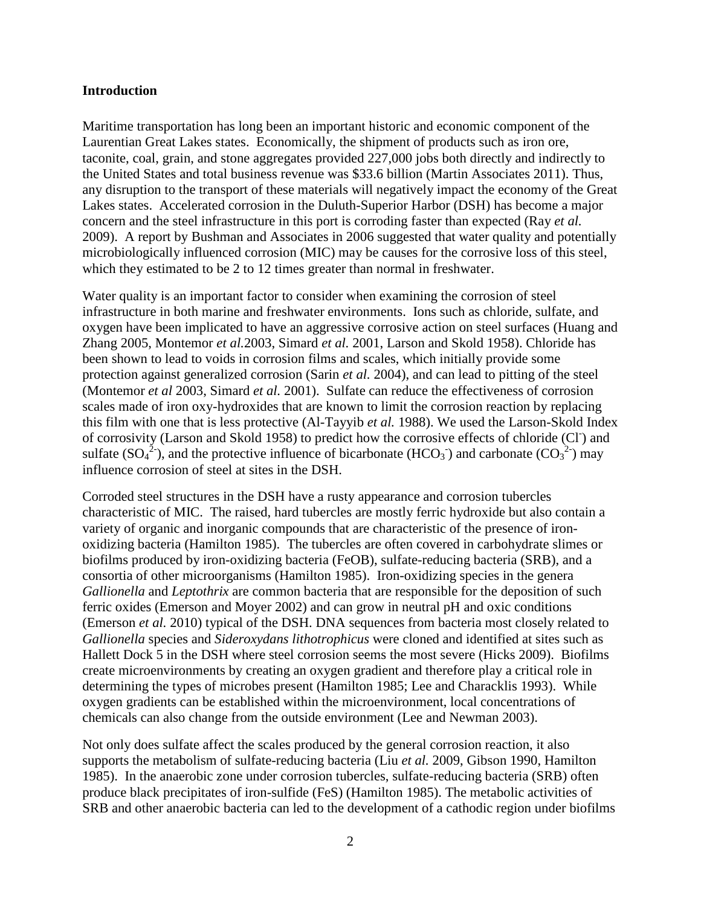## Introduction

Maritime transportation has long been an important historic and economic component of the Laurentian Great Lakes states. Economically, the shipment of products such as iron ore, taconite, coal, grain, and stone aggregates provided 227,000 jobs both directly and indirectly to the United States and total business revenue was $33.6 billion (Martin Associates 2011). Thus, any disruption to the transport of these materials will negatively impact the economy of the Great Lakes states. Accelerated corrosion in the Duluth-Superior Harbor (DSH) has become a major concern and the steel infrastructure in this port is corroding faster than expected (Ray *et al.* 2009). A report by Bushman and Associates in 2006 suggested that water quality and potentially microbiologically influenced corrosion (MIC) may be causes for the corrosive loss of this steel, which they estimated to be 2 to 12 times greater than normal in freshwater.

Water quality is an important factor to consider when examining the corrosion of steel infrastructure in both marine and freshwater environments. Ions such as chloride, sulfate, and oxygen have been implicated to have an aggressive corrosive action on steel surfaces (Huang and Zhang 2005, Montemor *et al.*2003, Simard *et al.* 2001, Larson and Skold 1958). Chloride has been shown to lead to voids in corrosion films and scales, which initially provide some protection against generalized corrosion (Sarin *et al.* 2004), and can lead to pitting of the steel (Montemor *et al* 2003, Simard *et al.* 2001). Sulfate can reduce the effectiveness of corrosion scales made of iron oxy-hydroxides that are known to limit the corrosion reaction by replacing this film with one that is less protective (Al-Tayyib *et al.* 1988). We used the Larson-Skold Index of corrosivity (Larson and Skold 1958) to predict how the corrosive effects of chloride ($Cl^-$) and sulfate ($SO_4^{2-}$), and the protective influence of bicarbonate ($HCO_3^-$) and carbonate ($CO_3^{2-}$) may influence corrosion of steel at sites in the DSH.

Corroded steel structures in the DSH have a rusty appearance and corrosion tubercles characteristic of MIC. The raised, hard tubercles are mostly ferric hydroxide but also contain a variety of organic and inorganic compounds that are characteristic of the presence of iron-oxidizing bacteria (Hamilton 1985). The tubercles are often covered in carbohydrate slimes or biofilms produced by iron-oxidizing bacteria (FeOB), sulfate-reducing bacteria (SRB), and a consortia of other microorganisms (Hamilton 1985). Iron-oxidizing species in the genera *Gallionella* and *Leptothrix* are common bacteria that are responsible for the deposition of such ferric oxides (Emerson and Moyer 2002) and can grow in neutral pH and oxic conditions (Emerson *et al.* 2010) typical of the DSH. DNA sequences from bacteria most closely related to *Gallionella* species and *Sideroxydans lithotrophicus* were cloned and identified at sites such as Hallett Dock 5 in the DSH where steel corrosion seems the most severe (Hicks 2009). Biofilms create microenvironments by creating an oxygen gradient and therefore play a critical role in determining the types of microbes present (Hamilton 1985; Lee and Characklis 1993). While oxygen gradients can be established within the microenvironment, local concentrations of chemicals can also change from the outside environment (Lee and Newman 2003).

Not only does sulfate affect the scales produced by the general corrosion reaction, it also supports the metabolism of sulfate-reducing bacteria (Liu *et al.* 2009, Gibson 1990, Hamilton 1985). In the anaerobic zone under corrosion tubercles, sulfate-reducing bacteria (SRB) often produce black precipitates of iron-sulfide (FeS) (Hamilton 1985). The metabolic activities of SRB and other anaerobic bacteria can led to the development of a cathodic region under biofilms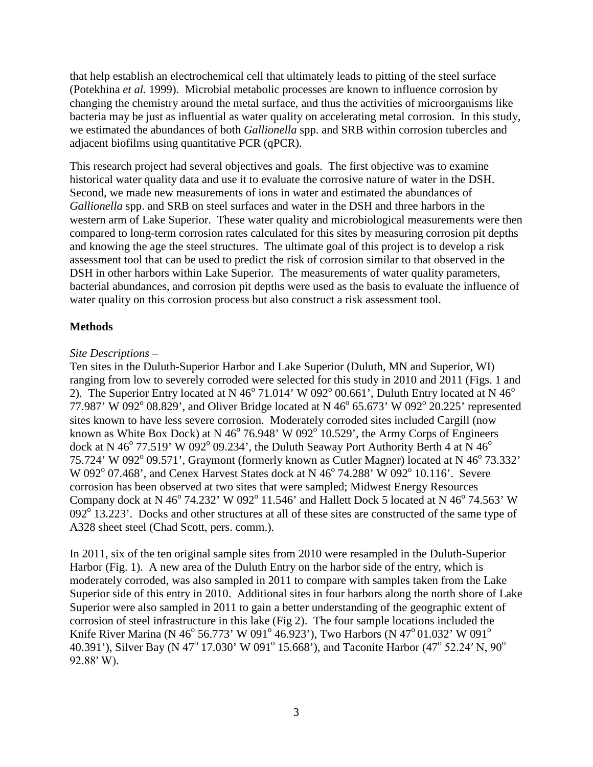that help establish an electrochemical cell that ultimately leads to pitting of the steel surface (Potekhina *et al.* 1999). Microbial metabolic processes are known to influence corrosion by changing the chemistry around the metal surface, and thus the activities of microorganisms like bacteria may be just as influential as water quality on accelerating metal corrosion. In this study, we estimated the abundances of both *Gallionella* spp. and SRB within corrosion tubercles and adjacent biofilms using quantitative PCR (qPCR).

This research project had several objectives and goals. The first objective was to examine historical water quality data and use it to evaluate the corrosive nature of water in the DSH. Second, we made new measurements of ions in water and estimated the abundances of *Gallionella* spp. and SRB on steel surfaces and water in the DSH and three harbors in the western arm of Lake Superior. These water quality and microbiological measurements were then compared to long-term corrosion rates calculated for this sites by measuring corrosion pit depths and knowing the age the steel structures. The ultimate goal of this project is to develop a risk assessment tool that can be used to predict the risk of corrosion similar to that observed in the DSH in other harbors within Lake Superior. The measurements of water quality parameters, bacterial abundances, and corrosion pit depths were used as the basis to evaluate the influence of water quality on this corrosion process but also construct a risk assessment tool.

## Methods

*Site Descriptions –*

Ten sites in the Duluth-Superior Harbor and Lake Superior (Duluth, MN and Superior, WI) ranging from low to severely corroded were selected for this study in 2010 and 2011 (Figs. 1 and 2). The Superior Entry located at N 46° 71.014' W 092° 00.661', Duluth Entry located at N 46° 77.987' W 092° 08.829', and Oliver Bridge located at N 46° 65.673' W 092° 20.225' represented sites known to have less severe corrosion. Moderately corroded sites included Cargill (now known as White Box Dock) at N 46° 76.948' W 092° 10.529', the Army Corps of Engineers dock at N 46° 77.519' W 092° 09.234', the Duluth Seaway Port Authority Berth 4 at N 46° 75.724' W 092° 09.571', Graymont (formerly known as Cutler Magner) located at N 46° 73.332' W 092° 07.468', and Cenex Harvest States dock at N 46° 74.288' W 092° 10.116'. Severe corrosion has been observed at two sites that were sampled; Midwest Energy Resources Company dock at N 46° 74.232' W 092° 11.546' and Hallett Dock 5 located at N 46° 74.563' W 092° 13.223'. Docks and other structures at all of these sites are constructed of the same type of A328 sheet steel (Chad Scott, pers. comm.).

In 2011, six of the ten original sample sites from 2010 were resampled in the Duluth-Superior Harbor (Fig. 1). A new area of the Duluth Entry on the harbor side of the entry, which is moderately corroded, was also sampled in 2011 to compare with samples taken from the Lake Superior side of this entry in 2010. Additional sites in four harbors along the north shore of Lake Superior were also sampled in 2011 to gain a better understanding of the geographic extent of corrosion of steel infrastructure in this lake (Fig 2). The four sample locations included the Knife River Marina (N 46° 56.773' W 091° 46.923'), Two Harbors (N 47° 01.032' W 091° 40.391'), Silver Bay (N 47° 17.030' W 091° 15.668'), and Taconite Harbor (47° 52.24′ N, 90° 92.88′ W).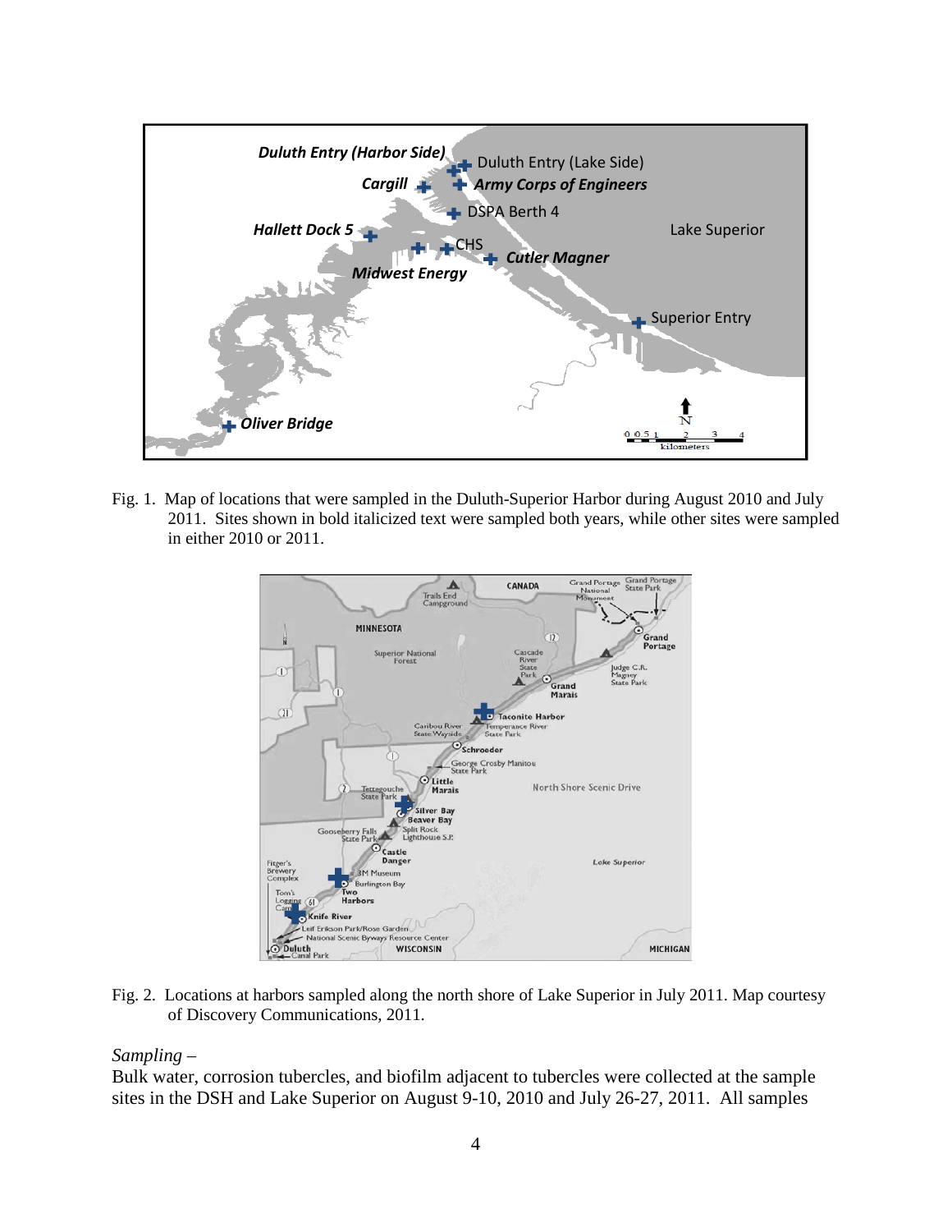Fig. 1. Map of locations that were sampled in the Duluth-Superior Harbor during August 2010 and July 2011. Sites shown in bold italicized text were sampled both years, while other sites were sampled in either 2010 or 2011.

Fig. 2. Locations at harbors sampled along the north shore of Lake Superior in July 2011. Map courtesy of Discovery Communications, 2011.

*Sampling –*

Bulk water, corrosion tubercles, and biofilm adjacent to tubercles were collected at the sample sites in the DSH and Lake Superior on August 9-10, 2010 and July 26-27, 2011. All samples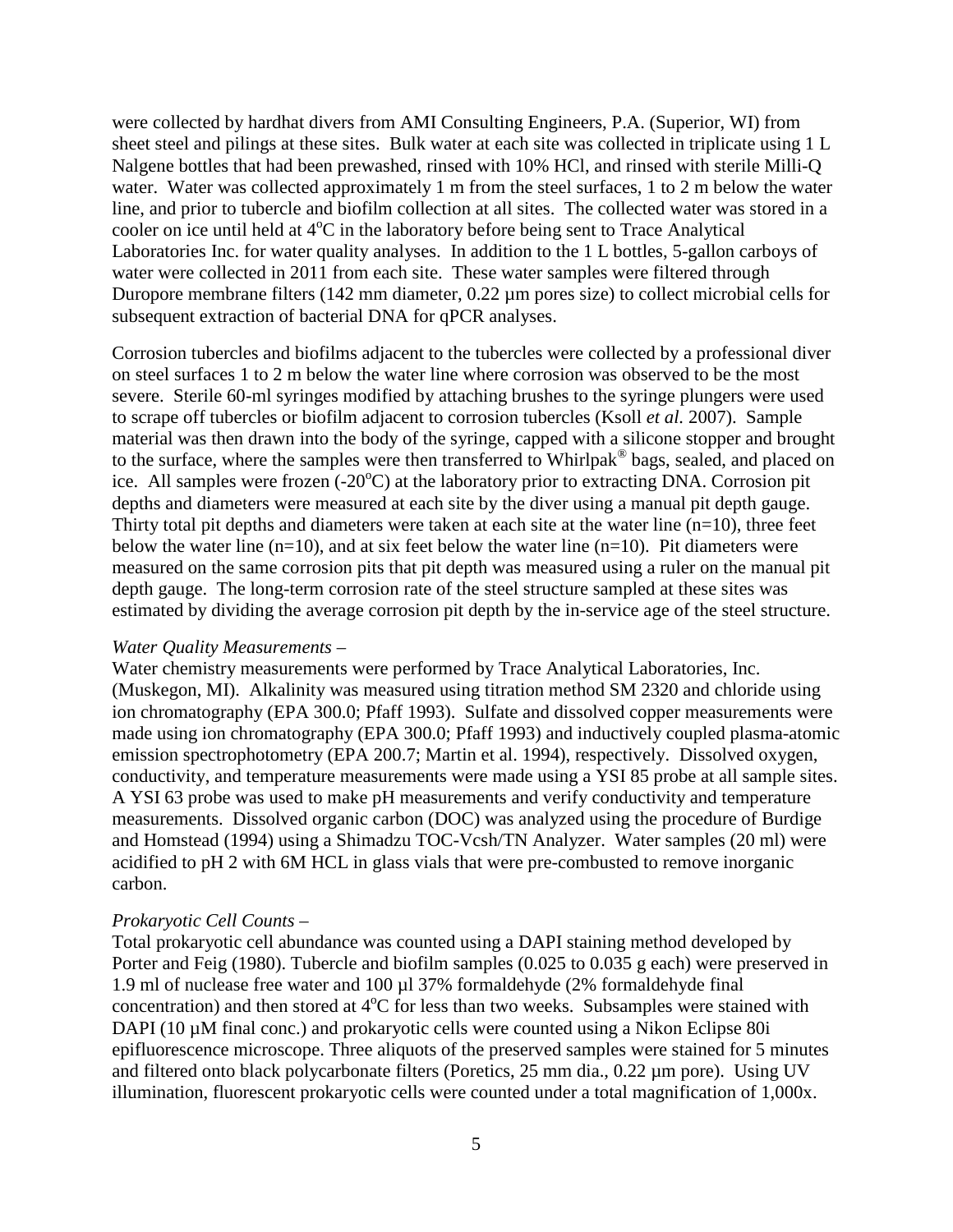were collected by hardhat divers from AMI Consulting Engineers, P.A. (Superior, WI) from sheet steel and pilings at these sites. Bulk water at each site was collected in triplicate using 1 L Nalgene bottles that had been prewashed, rinsed with 10% HCl, and rinsed with sterile Milli-Q water. Water was collected approximately 1 m from the steel surfaces, 1 to 2 m below the water line, and prior to tubercle and biofilm collection at all sites. The collected water was stored in a cooler on ice until held at 4$^{o}$C in the laboratory before being sent to Trace Analytical Laboratories Inc. for water quality analyses. In addition to the 1 L bottles, 5-gallon carboys of water were collected in 2011 from each site. These water samples were filtered through Duropore membrane filters (142 mm diameter, 0.22 µm pores size) to collect microbial cells for subsequent extraction of bacterial DNA for qPCR analyses.

Corrosion tubercles and biofilms adjacent to the tubercles were collected by a professional diver on steel surfaces 1 to 2 m below the water line where corrosion was observed to be the most severe. Sterile 60-ml syringes modified by attaching brushes to the syringe plungers were used to scrape off tubercles or biofilm adjacent to corrosion tubercles (Ksoll *et al.* 2007). Sample material was then drawn into the body of the syringe, capped with a silicone stopper and brought to the surface, where the samples were then transferred to Whirlpak® bags, sealed, and placed on ice. All samples were frozen (-20$^{o}$C) at the laboratory prior to extracting DNA. Corrosion pit depths and diameters were measured at each site by the diver using a manual pit depth gauge. Thirty total pit depths and diameters were taken at each site at the water line (n=10), three feet below the water line (n=10), and at six feet below the water line (n=10). Pit diameters were measured on the same corrosion pits that pit depth was measured using a ruler on the manual pit depth gauge. The long-term corrosion rate of the steel structure sampled at these sites was estimated by dividing the average corrosion pit depth by the in-service age of the steel structure.

*Water Quality Measurements* –
Water chemistry measurements were performed by Trace Analytical Laboratories, Inc. (Muskegon, MI). Alkalinity was measured using titration method SM 2320 and chloride using ion chromatography (EPA 300.0; Pfaff 1993). Sulfate and dissolved copper measurements were made using ion chromatography (EPA 300.0; Pfaff 1993) and inductively coupled plasma-atomic emission spectrophotometry (EPA 200.7; Martin et al. 1994), respectively. Dissolved oxygen, conductivity, and temperature measurements were made using a YSI 85 probe at all sample sites. A YSI 63 probe was used to make pH measurements and verify conductivity and temperature measurements. Dissolved organic carbon (DOC) was analyzed using the procedure of Burdige and Homstead (1994) using a Shimadzu TOC-Vcsh/TN Analyzer. Water samples (20 ml) were acidified to pH 2 with 6M HCL in glass vials that were pre-combusted to remove inorganic carbon.

*Prokaryotic Cell Counts* –
Total prokaryotic cell abundance was counted using a DAPI staining method developed by Porter and Feig (1980). Tubercle and biofilm samples (0.025 to 0.035 g each) were preserved in 1.9 ml of nuclease free water and 100 µl 37% formaldehyde (2% formaldehyde final concentration) and then stored at 4$^{o}$C for less than two weeks. Subsamples were stained with DAPI (10 µM final conc.) and prokaryotic cells were counted using a Nikon Eclipse 80i epifluorescence microscope. Three aliquots of the preserved samples were stained for 5 minutes and filtered onto black polycarbonate filters (Poretics, 25 mm dia., 0.22 µm pore). Using UV illumination, fluorescent prokaryotic cells were counted under a total magnification of 1,000x.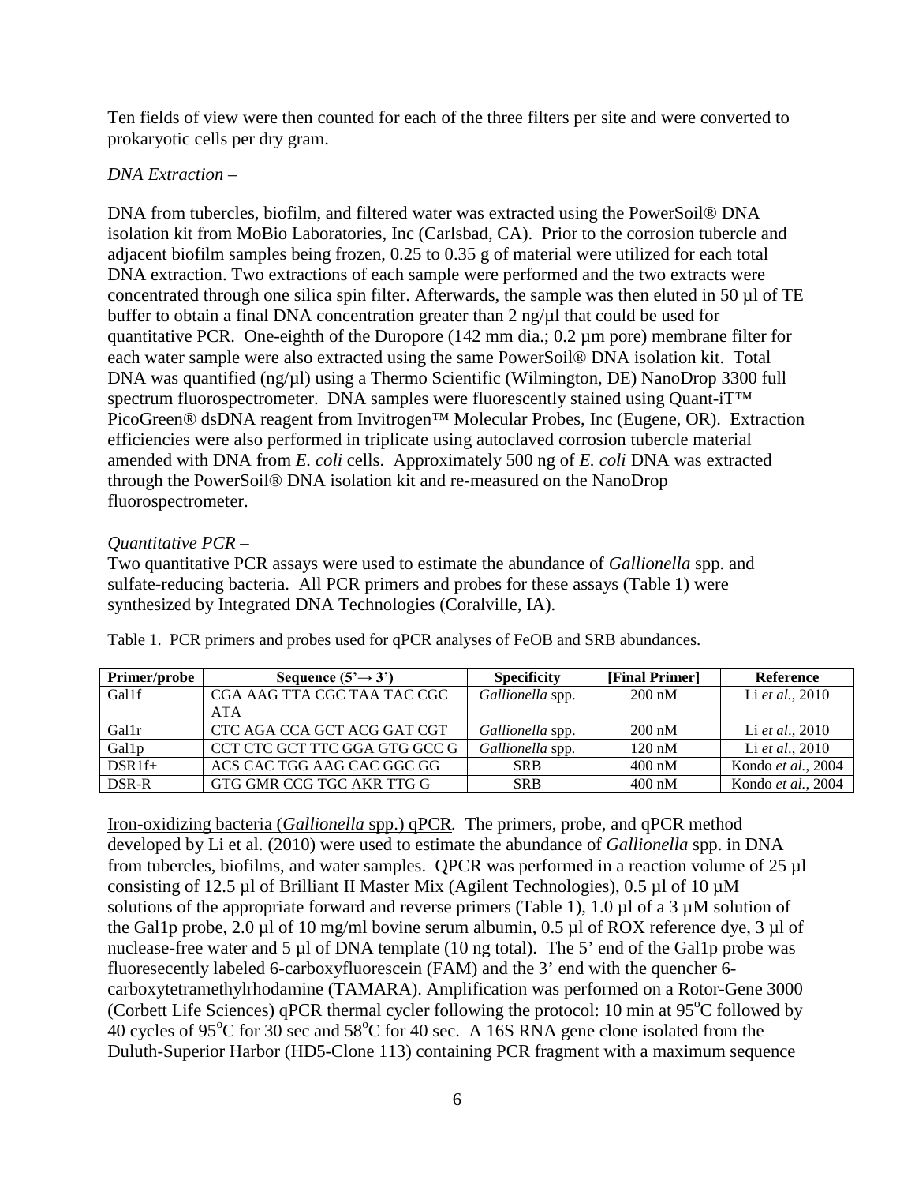Ten fields of view were then counted for each of the three filters per site and were converted to prokaryotic cells per dry gram.

*DNA Extraction –*

DNA from tubercles, biofilm, and filtered water was extracted using the PowerSoil® DNA isolation kit from MoBio Laboratories, Inc (Carlsbad, CA). Prior to the corrosion tubercle and adjacent biofilm samples being frozen, 0.25 to 0.35 g of material were utilized for each total DNA extraction. Two extractions of each sample were performed and the two extracts were concentrated through one silica spin filter. Afterwards, the sample was then eluted in 50 µl of TE buffer to obtain a final DNA concentration greater than 2 ng/µl that could be used for quantitative PCR. One-eighth of the Duropore (142 mm dia.; 0.2 µm pore) membrane filter for each water sample were also extracted using the same PowerSoil® DNA isolation kit. Total DNA was quantified (ng/µl) using a Thermo Scientific (Wilmington, DE) NanoDrop 3300 full spectrum fluorospectrometer. DNA samples were fluorescently stained using Quant-iT™ PicoGreen® dsDNA reagent from Invitrogen™ Molecular Probes, Inc (Eugene, OR). Extraction efficiencies were also performed in triplicate using autoclaved corrosion tubercle material amended with DNA from *E. coli* cells. Approximately 500 ng of *E. coli* DNA was extracted through the PowerSoil® DNA isolation kit and re-measured on the NanoDrop fluorospectrometer.

*Quantitative PCR –*

Two quantitative PCR assays were used to estimate the abundance of *Gallionella* spp. and sulfate-reducing bacteria. All PCR primers and probes for these assays (Table 1) were synthesized by Integrated DNA Technologies (Coralville, IA).

Table 1. PCR primers and probes used for qPCR analyses of FeOB and SRB abundances.

| Primer/probe | Sequence (5'→ 3') | Specificity | [Final Primer] | Reference |
|---|---|---|---|---|
| Gal1f | CGA AAG TTA CGC TAA TAC CGC ATA | *Gallionella* spp. | 200 nM | Li *et al.*, 2010 |
| Gal1r | CTC AGA CCA GCT ACG GAT CGT | *Gallionella* spp. | 200 nM | Li *et al.*, 2010 |
| Gal1p | CCT CTC GCT TTC GGA GTG GCC G | *Gallionella* spp. | 120 nM | Li *et al.*, 2010 |
| DSR1f+ | ACS CAC TGG AAG CAC GGC GG | SRB | 400 nM | Kondo *et al.*, 2004 |
| DSR-R | GTG GMR CCG TGC AKR TTG G | SRB | 400 nM | Kondo *et al.*, 2004 |

Iron-oxidizing bacteria (*Gallionella* spp.) qPCR. The primers, probe, and qPCR method developed by Li et al. (2010) were used to estimate the abundance of *Gallionella* spp. in DNA from tubercles, biofilms, and water samples. QPCR was performed in a reaction volume of 25 µl consisting of 12.5 µl of Brilliant II Master Mix (Agilent Technologies), 0.5 µl of 10 µM solutions of the appropriate forward and reverse primers (Table 1), 1.0 µl of a 3 µM solution of the Gal1p probe, 2.0 µl of 10 mg/ml bovine serum albumin, 0.5 µl of ROX reference dye, 3 µl of nuclease-free water and 5 µl of DNA template (10 ng total). The 5' end of the Gal1p probe was fluoresecently labeled 6-carboxyfluorescein (FAM) and the 3' end with the quencher 6-carboxytetramethylrhodamine (TAMARA). Amplification was performed on a Rotor-Gene 3000 (Corbett Life Sciences) qPCR thermal cycler following the protocol: 10 min at 95°C followed by 40 cycles of 95°C for 30 sec and 58°C for 40 sec. A 16S RNA gene clone isolated from the Duluth-Superior Harbor (HD5-Clone 113) containing PCR fragment with a maximum sequence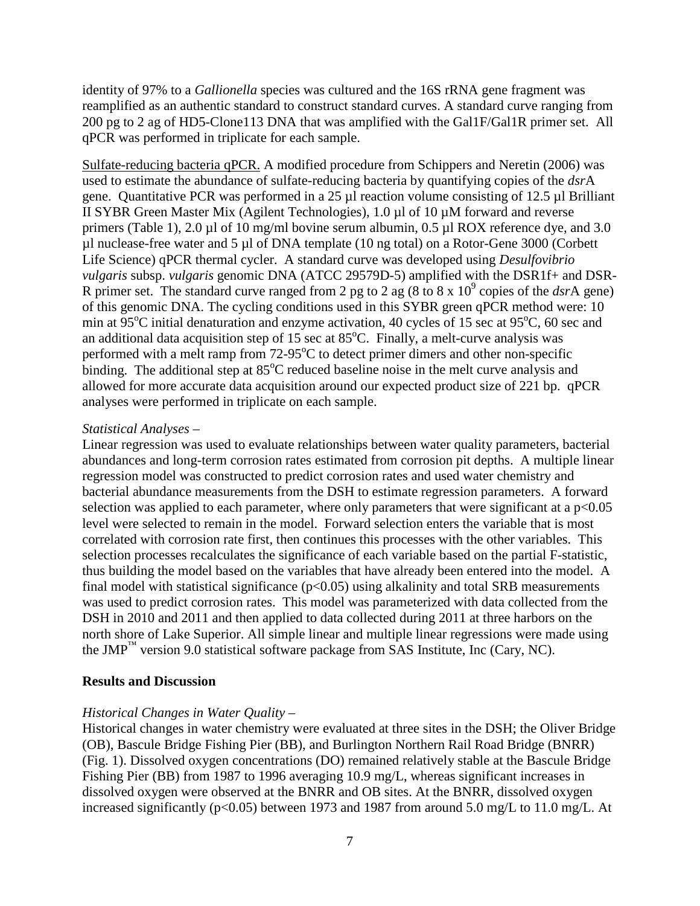identity of 97% to a *Gallionella* species was cultured and the 16S rRNA gene fragment was reamplified as an authentic standard to construct standard curves. A standard curve ranging from 200 pg to 2 ag of HD5-Clone113 DNA that was amplified with the Gal1F/Gal1R primer set. All qPCR was performed in triplicate for each sample.

Sulfate-reducing bacteria qPCR. A modified procedure from Schippers and Neretin (2006) was used to estimate the abundance of sulfate-reducing bacteria by quantifying copies of the *dsr*A gene. Quantitative PCR was performed in a 25 µl reaction volume consisting of 12.5 µl Brilliant II SYBR Green Master Mix (Agilent Technologies), 1.0 µl of 10 µM forward and reverse primers (Table 1), 2.0 µl of 10 mg/ml bovine serum albumin, 0.5 µl ROX reference dye, and 3.0 µl nuclease-free water and 5 µl of DNA template (10 ng total) on a Rotor-Gene 3000 (Corbett Life Science) qPCR thermal cycler. A standard curve was developed using *Desulfovibrio vulgaris* subsp. *vulgaris* genomic DNA (ATCC 29579D-5) amplified with the DSR1f+ and DSR-R primer set. The standard curve ranged from 2 pg to 2 ag (8 to 8 x $10^9$ copies of the *dsr*A gene) of this genomic DNA. The cycling conditions used in this SYBR green qPCR method were: 10 min at 95$^{o}$C initial denaturation and enzyme activation, 40 cycles of 15 sec at 95$^{o}$C, 60 sec and an additional data acquisition step of 15 sec at 85$^{o}$C. Finally, a melt-curve analysis was performed with a melt ramp from 72-95$^{o}$C to detect primer dimers and other non-specific binding. The additional step at 85$^{o}$C reduced baseline noise in the melt curve analysis and allowed for more accurate data acquisition around our expected product size of 221 bp. qPCR analyses were performed in triplicate on each sample.

*Statistical Analyses* –

Linear regression was used to evaluate relationships between water quality parameters, bacterial abundances and long-term corrosion rates estimated from corrosion pit depths. A multiple linear regression model was constructed to predict corrosion rates and used water chemistry and bacterial abundance measurements from the DSH to estimate regression parameters. A forward selection was applied to each parameter, where only parameters that were significant at a $p<0.05$ level were selected to remain in the model. Forward selection enters the variable that is most correlated with corrosion rate first, then continues this processes with the other variables. This selection processes recalculates the significance of each variable based on the partial F-statistic, thus building the model based on the variables that have already been entered into the model. A final model with statistical significance ($p<0.05$) using alkalinity and total SRB measurements was used to predict corrosion rates. This model was parameterized with data collected from the DSH in 2010 and 2011 and then applied to data collected during 2011 at three harbors on the north shore of Lake Superior. All simple linear and multiple linear regressions were made using the JMP™ version 9.0 statistical software package from SAS Institute, Inc (Cary, NC).

## Results and Discussion

*Historical Changes in Water Quality* –

Historical changes in water chemistry were evaluated at three sites in the DSH; the Oliver Bridge (OB), Bascule Bridge Fishing Pier (BB), and Burlington Northern Rail Road Bridge (BNRR) (Fig. 1). Dissolved oxygen concentrations (DO) remained relatively stable at the Bascule Bridge Fishing Pier (BB) from 1987 to 1996 averaging 10.9 mg/L, whereas significant increases in dissolved oxygen were observed at the BNRR and OB sites. At the BNRR, dissolved oxygen increased significantly ($p<0.05$) between 1973 and 1987 from around 5.0 mg/L to 11.0 mg/L. At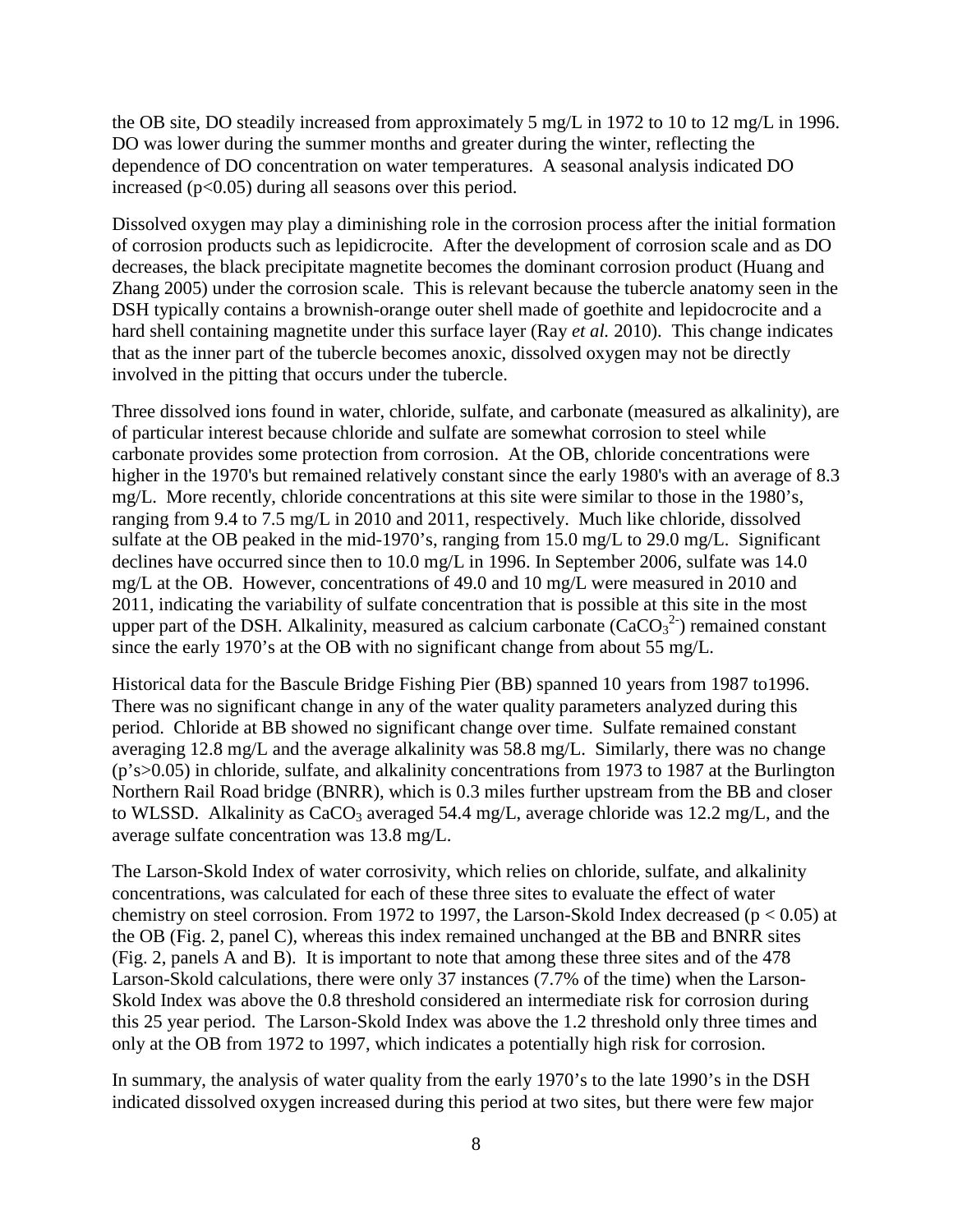the OB site, DO steadily increased from approximately 5 mg/L in 1972 to 10 to 12 mg/L in 1996. DO was lower during the summer months and greater during the winter, reflecting the dependence of DO concentration on water temperatures. A seasonal analysis indicated DO increased ($p<0.05$) during all seasons over this period.

Dissolved oxygen may play a diminishing role in the corrosion process after the initial formation of corrosion products such as lepidicrocite. After the development of corrosion scale and as DO decreases, the black precipitate magnetite becomes the dominant corrosion product (Huang and Zhang 2005) under the corrosion scale. This is relevant because the tubercle anatomy seen in the DSH typically contains a brownish-orange outer shell made of goethite and lepidocrocite and a hard shell containing magnetite under this surface layer (Ray *et al.* 2010). This change indicates that as the inner part of the tubercle becomes anoxic, dissolved oxygen may not be directly involved in the pitting that occurs under the tubercle.

Three dissolved ions found in water, chloride, sulfate, and carbonate (measured as alkalinity), are of particular interest because chloride and sulfate are somewhat corrosion to steel while carbonate provides some protection from corrosion. At the OB, chloride concentrations were higher in the 1970's but remained relatively constant since the early 1980's with an average of 8.3 mg/L. More recently, chloride concentrations at this site were similar to those in the 1980's, ranging from 9.4 to 7.5 mg/L in 2010 and 2011, respectively. Much like chloride, dissolved sulfate at the OB peaked in the mid-1970's, ranging from 15.0 mg/L to 29.0 mg/L. Significant declines have occurred since then to 10.0 mg/L in 1996. In September 2006, sulfate was 14.0 mg/L at the OB. However, concentrations of 49.0 and 10 mg/L were measured in 2010 and 2011, indicating the variability of sulfate concentration that is possible at this site in the most upper part of the DSH. Alkalinity, measured as calcium carbonate ($CaCO_3^{2-}$) remained constant since the early 1970's at the OB with no significant change from about 55 mg/L.

Historical data for the Bascule Bridge Fishing Pier (BB) spanned 10 years from 1987 to1996. There was no significant change in any of the water quality parameters analyzed during this period. Chloride at BB showed no significant change over time. Sulfate remained constant averaging 12.8 mg/L and the average alkalinity was 58.8 mg/L. Similarly, there was no change ($p$'s$>0.05$) in chloride, sulfate, and alkalinity concentrations from 1973 to 1987 at the Burlington Northern Rail Road bridge (BNRR), which is 0.3 miles further upstream from the BB and closer to WLSSD. Alkalinity as $CaCO_3$ averaged 54.4 mg/L, average chloride was 12.2 mg/L, and the average sulfate concentration was 13.8 mg/L.

The Larson-Skold Index of water corrosivity, which relies on chloride, sulfate, and alkalinity concentrations, was calculated for each of these three sites to evaluate the effect of water chemistry on steel corrosion. From 1972 to 1997, the Larson-Skold Index decreased ($p < 0.05$) at the OB (Fig. 2, panel C), whereas this index remained unchanged at the BB and BNRR sites (Fig. 2, panels A and B). It is important to note that among these three sites and of the 478 Larson-Skold calculations, there were only 37 instances (7.7% of the time) when the Larson-Skold Index was above the 0.8 threshold considered an intermediate risk for corrosion during this 25 year period. The Larson-Skold Index was above the 1.2 threshold only three times and only at the OB from 1972 to 1997, which indicates a potentially high risk for corrosion.

In summary, the analysis of water quality from the early 1970's to the late 1990's in the DSH indicated dissolved oxygen increased during this period at two sites, but there were few major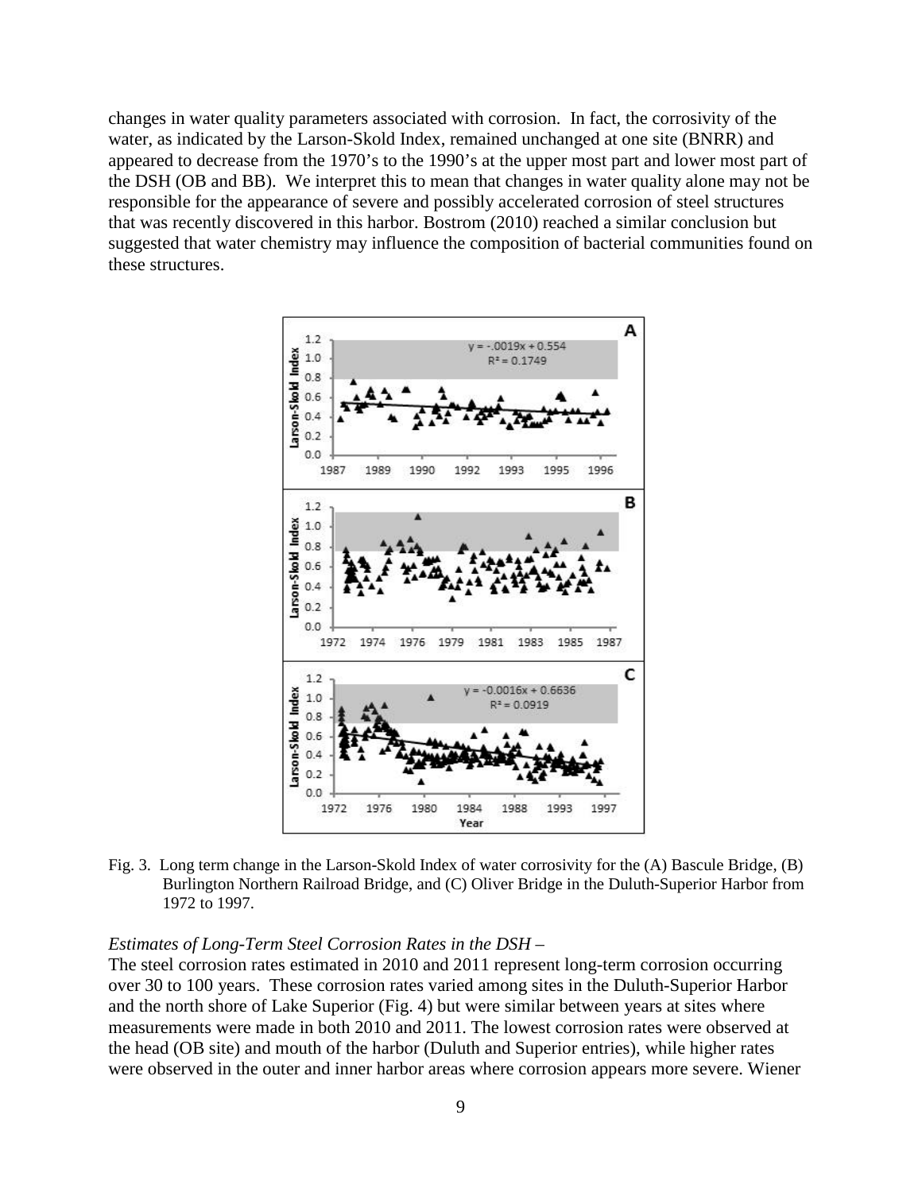changes in water quality parameters associated with corrosion. In fact, the corrosivity of the water, as indicated by the Larson-Skold Index, remained unchanged at one site (BNRR) and appeared to decrease from the 1970's to the 1990's at the upper most part and lower most part of the DSH (OB and BB). We interpret this to mean that changes in water quality alone may not be responsible for the appearance of severe and possibly accelerated corrosion of steel structures that was recently discovered in this harbor. Bostrom (2010) reached a similar conclusion but suggested that water chemistry may influence the composition of bacterial communities found on these structures.

Fig. 3. Long term change in the Larson-Skold Index of water corrosivity for the (A) Bascule Bridge, (B) Burlington Northern Railroad Bridge, and (C) Oliver Bridge in the Duluth-Superior Harbor from 1972 to 1997.

*Estimates of Long-Term Steel Corrosion Rates in the DSH –*

The steel corrosion rates estimated in 2010 and 2011 represent long-term corrosion occurring over 30 to 100 years. These corrosion rates varied among sites in the Duluth-Superior Harbor and the north shore of Lake Superior (Fig. 4) but were similar between years at sites where measurements were made in both 2010 and 2011. The lowest corrosion rates were observed at the head (OB site) and mouth of the harbor (Duluth and Superior entries), while higher rates were observed in the outer and inner harbor areas where corrosion appears more severe. Wiener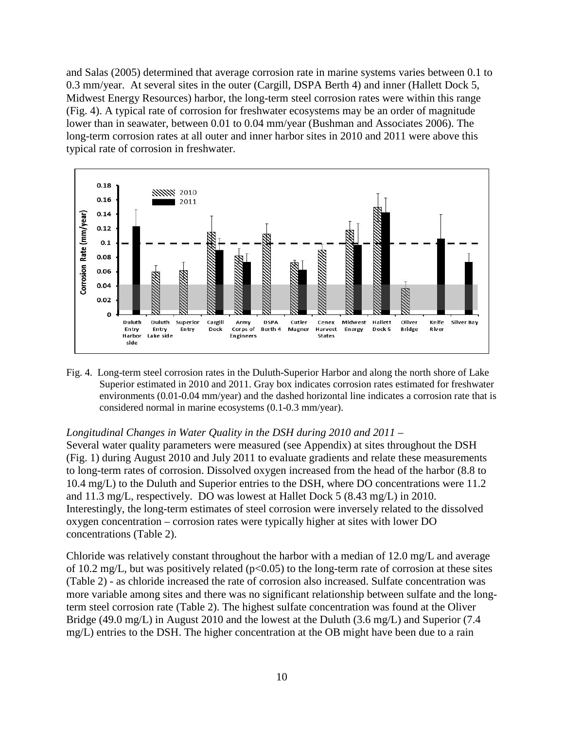and Salas (2005) determined that average corrosion rate in marine systems varies between 0.1 to 0.3 mm/year. At several sites in the outer (Cargill, DSPA Berth 4) and inner (Hallett Dock 5, Midwest Energy Resources) harbor, the long-term steel corrosion rates were within this range (Fig. 4). A typical rate of corrosion for freshwater ecosystems may be an order of magnitude lower than in seawater, between 0.01 to 0.04 mm/year (Bushman and Associates 2006). The long-term corrosion rates at all outer and inner harbor sites in 2010 and 2011 were above this typical rate of corrosion in freshwater.

Fig. 4. Long-term steel corrosion rates in the Duluth-Superior Harbor and along the north shore of Lake Superior estimated in 2010 and 2011. Gray box indicates corrosion rates estimated for freshwater environments (0.01-0.04 mm/year) and the dashed horizontal line indicates a corrosion rate that is considered normal in marine ecosystems (0.1-0.3 mm/year).

*Longitudinal Changes in Water Quality in the DSH during 2010 and 2011* –

Several water quality parameters were measured (see Appendix) at sites throughout the DSH (Fig. 1) during August 2010 and July 2011 to evaluate gradients and relate these measurements to long-term rates of corrosion. Dissolved oxygen increased from the head of the harbor (8.8 to 10.4 mg/L) to the Duluth and Superior entries to the DSH, where DO concentrations were 11.2 and 11.3 mg/L, respectively. DO was lowest at Hallet Dock 5 (8.43 mg/L) in 2010. Interestingly, the long-term estimates of steel corrosion were inversely related to the dissolved oxygen concentration – corrosion rates were typically higher at sites with lower DO concentrations (Table 2).

Chloride was relatively constant throughout the harbor with a median of 12.0 mg/L and average of 10.2 mg/L, but was positively related ($p<0.05$) to the long-term rate of corrosion at these sites (Table 2) - as chloride increased the rate of corrosion also increased. Sulfate concentration was more variable among sites and there was no significant relationship between sulfate and the long-term steel corrosion rate (Table 2). The highest sulfate concentration was found at the Oliver Bridge (49.0 mg/L) in August 2010 and the lowest at the Duluth (3.6 mg/L) and Superior (7.4 mg/L) entries to the DSH. The higher concentration at the OB might have been due to a rain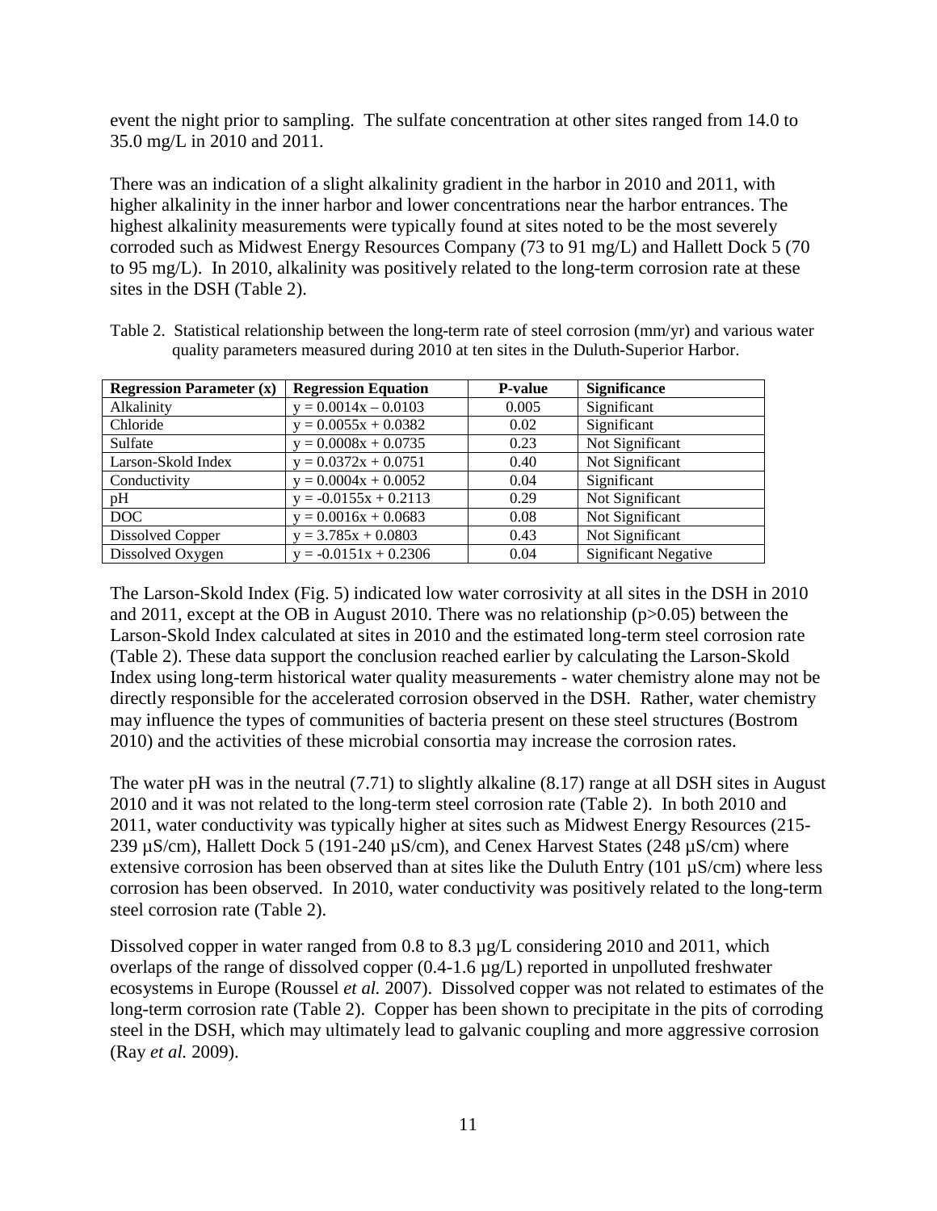event the night prior to sampling. The sulfate concentration at other sites ranged from 14.0 to 35.0 mg/L in 2010 and 2011.

There was an indication of a slight alkalinity gradient in the harbor in 2010 and 2011, with higher alkalinity in the inner harbor and lower concentrations near the harbor entrances. The highest alkalinity measurements were typically found at sites noted to be the most severely corroded such as Midwest Energy Resources Company (73 to 91 mg/L) and Hallett Dock 5 (70 to 95 mg/L). In 2010, alkalinity was positively related to the long-term corrosion rate at these sites in the DSH (Table 2).

Table 2. Statistical relationship between the long-term rate of steel corrosion (mm/yr) and various water quality parameters measured during 2010 at ten sites in the Duluth-Superior Harbor.

| Regression Parameter (x) | Regression Equation | P-value | Significance |
|---|---|---|---|
| Alkalinity | $y = 0.0014x - 0.0103$ | 0.005 | Significant |
| Chloride | $y = 0.0055x + 0.0382$ | 0.02 | Significant |
| Sulfate | $y = 0.0008x + 0.0735$ | 0.23 | Not Significant |
| Larson-Skold Index | $y = 0.0372x + 0.0751$ | 0.40 | Not Significant |
| Conductivity | $y = 0.0004x + 0.0052$ | 0.04 | Significant |
| pH | $y = -0.0155x + 0.2113$ | 0.29 | Not Significant |
| DOC | $y = 0.0016x + 0.0683$ | 0.08 | Not Significant |
| Dissolved Copper | $y = 3.785x + 0.0803$ | 0.43 | Not Significant |
| Dissolved Oxygen | $y = -0.0151x + 0.2306$ | 0.04 | Significant Negative |

The Larson-Skold Index (Fig. 5) indicated low water corrosivity at all sites in the DSH in 2010 and 2011, except at the OB in August 2010. There was no relationship ($p>0.05$) between the Larson-Skold Index calculated at sites in 2010 and the estimated long-term steel corrosion rate (Table 2). These data support the conclusion reached earlier by calculating the Larson-Skold Index using long-term historical water quality measurements - water chemistry alone may not be directly responsible for the accelerated corrosion observed in the DSH. Rather, water chemistry may influence the types of communities of bacteria present on these steel structures (Bostrom 2010) and the activities of these microbial consortia may increase the corrosion rates.

The water pH was in the neutral (7.71) to slightly alkaline (8.17) range at all DSH sites in August 2010 and it was not related to the long-term steel corrosion rate (Table 2). In both 2010 and 2011, water conductivity was typically higher at sites such as Midwest Energy Resources (215-239 µS/cm), Hallett Dock 5 (191-240 µS/cm), and Cenex Harvest States (248 µS/cm) where extensive corrosion has been observed than at sites like the Duluth Entry (101 µS/cm) where less corrosion has been observed. In 2010, water conductivity was positively related to the long-term steel corrosion rate (Table 2).

Dissolved copper in water ranged from 0.8 to 8.3 µg/L considering 2010 and 2011, which overlaps of the range of dissolved copper (0.4-1.6 µg/L) reported in unpolluted freshwater ecosystems in Europe (Roussel *et al.* 2007). Dissolved copper was not related to estimates of the long-term corrosion rate (Table 2). Copper has been shown to precipitate in the pits of corroding steel in the DSH, which may ultimately lead to galvanic coupling and more aggressive corrosion (Ray *et al.* 2009).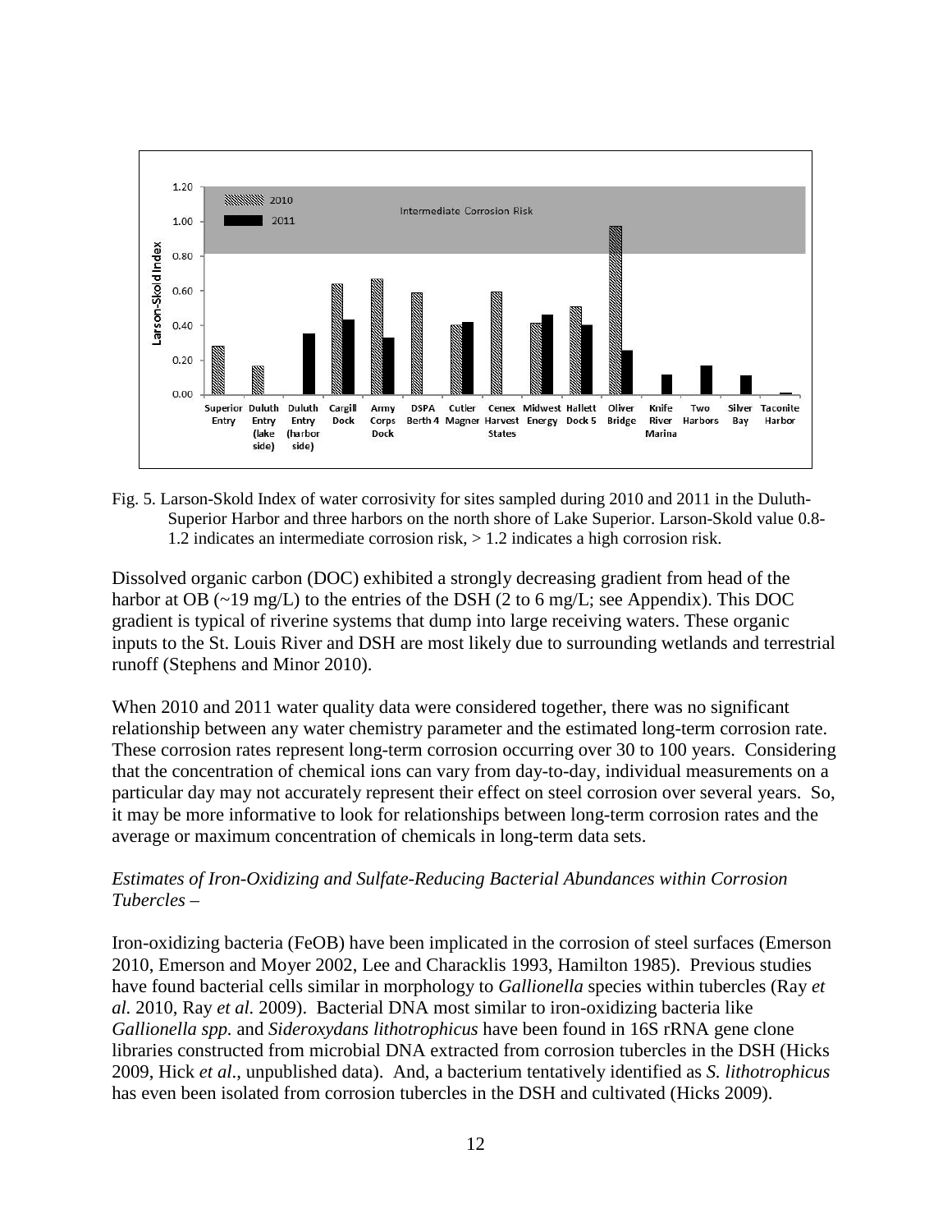Fig. 5. Larson-Skold Index of water corrosivity for sites sampled during 2010 and 2011 in the Duluth-Superior Harbor and three harbors on the north shore of Lake Superior. Larson-Skold value 0.8-1.2 indicates an intermediate corrosion risk, > 1.2 indicates a high corrosion risk.

Dissolved organic carbon (DOC) exhibited a strongly decreasing gradient from head of the harbor at OB (~19 mg/L) to the entries of the DSH (2 to 6 mg/L; see Appendix). This DOC gradient is typical of riverine systems that dump into large receiving waters. These organic inputs to the St. Louis River and DSH are most likely due to surrounding wetlands and terrestrial runoff (Stephens and Minor 2010).

When 2010 and 2011 water quality data were considered together, there was no significant relationship between any water chemistry parameter and the estimated long-term corrosion rate. These corrosion rates represent long-term corrosion occurring over 30 to 100 years. Considering that the concentration of chemical ions can vary from day-to-day, individual measurements on a particular day may not accurately represent their effect on steel corrosion over several years. So, it may be more informative to look for relationships between long-term corrosion rates and the average or maximum concentration of chemicals in long-term data sets.

*Estimates of Iron-Oxidizing and Sulfate-Reducing Bacterial Abundances within Corrosion Tubercles –*

Iron-oxidizing bacteria (FeOB) have been implicated in the corrosion of steel surfaces (Emerson 2010, Emerson and Moyer 2002, Lee and Characklis 1993, Hamilton 1985). Previous studies have found bacterial cells similar in morphology to *Gallionella* species within tubercles (Ray *et al.* 2010, Ray *et al.* 2009). Bacterial DNA most similar to iron-oxidizing bacteria like *Gallionella spp.* and *Sideroxydans lithotrophicus* have been found in 16S rRNA gene clone libraries constructed from microbial DNA extracted from corrosion tubercles in the DSH (Hicks 2009, Hick *et al*., unpublished data). And, a bacterium tentatively identified as *S. lithotrophicus* has even been isolated from corrosion tubercles in the DSH and cultivated (Hicks 2009).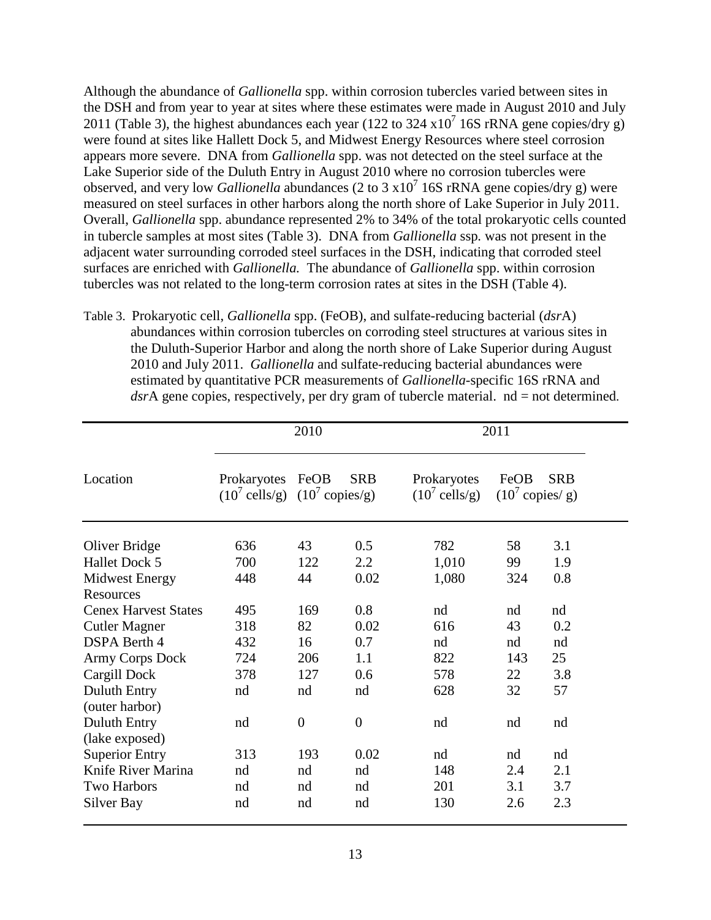Although the abundance of *Gallionella* spp. within corrosion tubercles varied between sites in the DSH and from year to year at sites where these estimates were made in August 2010 and July 2011 (Table 3), the highest abundances each year (122 to 324 $x10^7$ 16S rRNA gene copies/dry g) were found at sites like Hallett Dock 5, and Midwest Energy Resources where steel corrosion appears more severe. DNA from *Gallionella* spp. was not detected on the steel surface at the Lake Superior side of the Duluth Entry in August 2010 where no corrosion tubercles were observed, and very low *Gallionella* abundances (2 to 3 $x10^7$ 16S rRNA gene copies/dry g) were measured on steel surfaces in other harbors along the north shore of Lake Superior in July 2011. Overall, *Gallionella* spp. abundance represented 2% to 34% of the total prokaryotic cells counted in tubercle samples at most sites (Table 3). DNA from *Gallionella* ssp*.* was not present in the adjacent water surrounding corroded steel surfaces in the DSH, indicating that corroded steel surfaces are enriched with *Gallionella.* The abundance of *Gallionella* spp. within corrosion tubercles was not related to the long-term corrosion rates at sites in the DSH (Table 4).

Table 3. Prokaryotic cell, *Gallionella* spp. (FeOB), and sulfate-reducing bacterial (*dsr*A) abundances within corrosion tubercles on corroding steel structures at various sites in the Duluth-Superior Harbor and along the north shore of Lake Superior during August 2010 and July 2011. *Gallionella* and sulfate-reducing bacterial abundances were estimated by quantitative PCR measurements of *Gallionella*-specific 16S rRNA and *dsr*A gene copies, respectively, per dry gram of tubercle material. nd = not determined.

| Location | 2010 | | | 2011 | | |
|---|---|---|---|---|---|---|
| | Prokaryotes ($10^7$ cells/g) | FeOB ($10^7$ copies/g) | SRB | Prokaryotes ($10^7$ cells/g) | FeOB ($10^7$ copies/ g) | SRB |
| Oliver Bridge | 636 | 43 | 0.5 | 782 | 58 | 3.1 |
| Hallet Dock 5 | 700 | 122 | 2.2 | 1,010 | 99 | 1.9 |
| Midwest Energy Resources | 448 | 44 | 0.02 | 1,080 | 324 | 0.8 |
| Cenex Harvest States | 495 | 169 | 0.8 | nd | nd | nd |
| Cutler Magner | 318 | 82 | 0.02 | 616 | 43 | 0.2 |
| DSPA Berth 4 | 432 | 16 | 0.7 | nd | nd | nd |
| Army Corps Dock | 724 | 206 | 1.1 | 822 | 143 | 25 |
| Cargill Dock | 378 | 127 | 0.6 | 578 | 22 | 3.8 |
| Duluth Entry (outer harbor) | nd | nd | nd | 628 | 32 | 57 |
| Duluth Entry (lake exposed) | nd | 0 | 0 | nd | nd | nd |
| Superior Entry | 313 | 193 | 0.02 | nd | nd | nd |
| Knife River Marina | nd | nd | nd | 148 | 2.4 | 2.1 |
| Two Harbors | nd | nd | nd | 201 | 3.1 | 3.7 |
| Silver Bay | nd | nd | nd | 130 | 2.6 | 2.3 |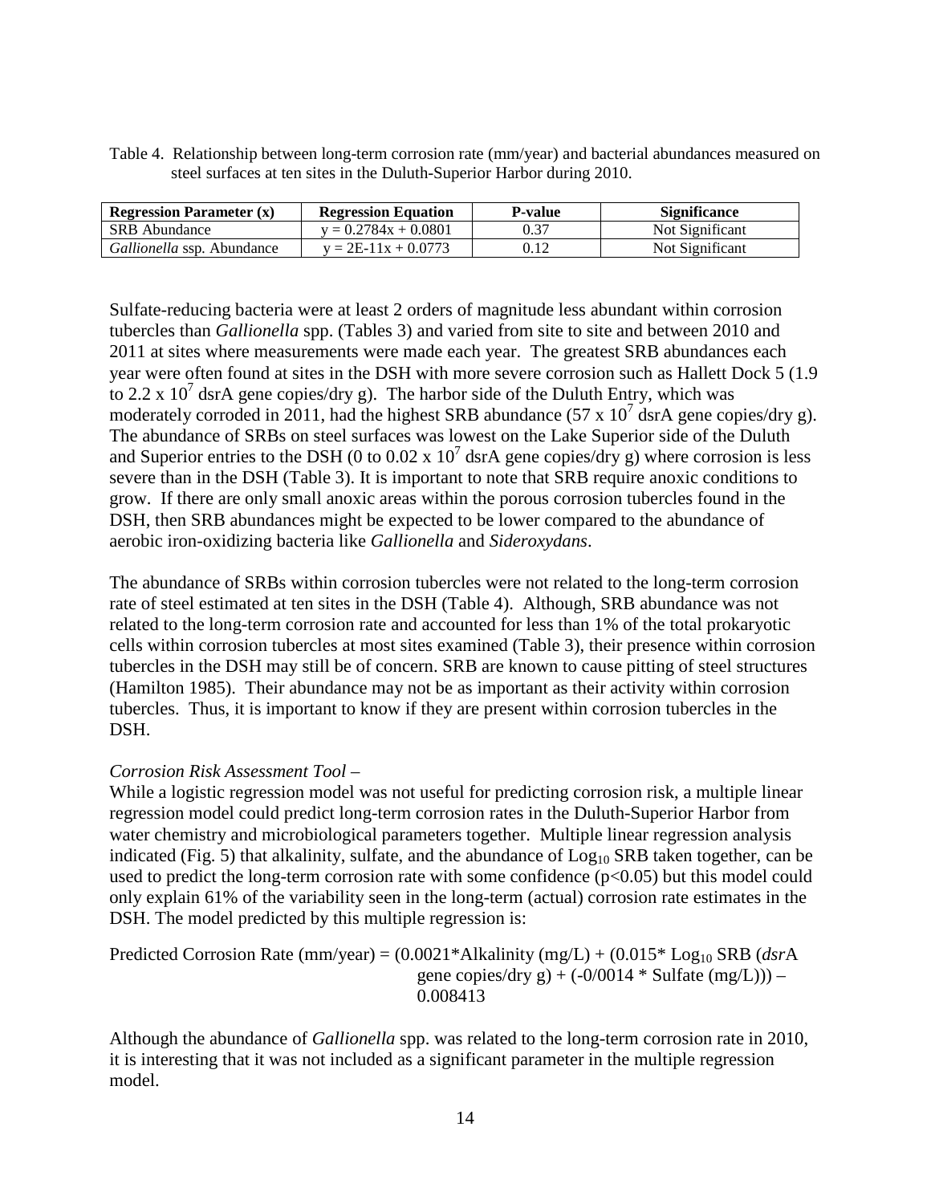Table 4. Relationship between long-term corrosion rate (mm/year) and bacterial abundances measured on steel surfaces at ten sites in the Duluth-Superior Harbor during 2010.

| Regression Parameter (x) | Regression Equation | P-value | Significance |
|---|---|---|---|
| SRB Abundance | y = 0.2784x + 0.0801 | 0.37 | Not Significant |
| *Gallionella* ssp. Abundance | y = 2E-11x + 0.0773 | 0.12 | Not Significant |

Sulfate-reducing bacteria were at least 2 orders of magnitude less abundant within corrosion tubercles than *Gallionella* spp. (Tables 3) and varied from site to site and between 2010 and 2011 at sites where measurements were made each year. The greatest SRB abundances each year were often found at sites in the DSH with more severe corrosion such as Hallett Dock 5 (1.9 to 2.2 x $10^7$ dsrA gene copies/dry g). The harbor side of the Duluth Entry, which was moderately corroded in 2011, had the highest SRB abundance (57 x $10^7$ dsrA gene copies/dry g). The abundance of SRBs on steel surfaces was lowest on the Lake Superior side of the Duluth and Superior entries to the DSH (0 to 0.02 x $10^7$ dsrA gene copies/dry g) where corrosion is less severe than in the DSH (Table 3). It is important to note that SRB require anoxic conditions to grow. If there are only small anoxic areas within the porous corrosion tubercles found in the DSH, then SRB abundances might be expected to be lower compared to the abundance of aerobic iron-oxidizing bacteria like *Gallionella* and *Sideroxydans*.

The abundance of SRBs within corrosion tubercles were not related to the long-term corrosion rate of steel estimated at ten sites in the DSH (Table 4). Although, SRB abundance was not related to the long-term corrosion rate and accounted for less than 1% of the total prokaryotic cells within corrosion tubercles at most sites examined (Table 3), their presence within corrosion tubercles in the DSH may still be of concern. SRB are known to cause pitting of steel structures (Hamilton 1985). Their abundance may not be as important as their activity within corrosion tubercles. Thus, it is important to know if they are present within corrosion tubercles in the DSH.

*Corrosion Risk Assessment Tool –*

While a logistic regression model was not useful for predicting corrosion risk, a multiple linear regression model could predict long-term corrosion rates in the Duluth-Superior Harbor from water chemistry and microbiological parameters together. Multiple linear regression analysis indicated (Fig. 5) that alkalinity, sulfate, and the abundance of $Log_{10}$ SRB taken together, can be used to predict the long-term corrosion rate with some confidence ($p<0.05$) but this model could only explain 61% of the variability seen in the long-term (actual) corrosion rate estimates in the DSH. The model predicted by this multiple regression is:

Predicted Corrosion Rate (mm/year) = (0.0021*Alkalinity (mg/L) + (0.015* $Log_{10}$ SRB (*dsr*A gene copies/dry g) + (-0/0014 * Sulfate (mg/L))) – 0.008413

Although the abundance of *Gallionella* spp. was related to the long-term corrosion rate in 2010, it is interesting that it was not included as a significant parameter in the multiple regression model.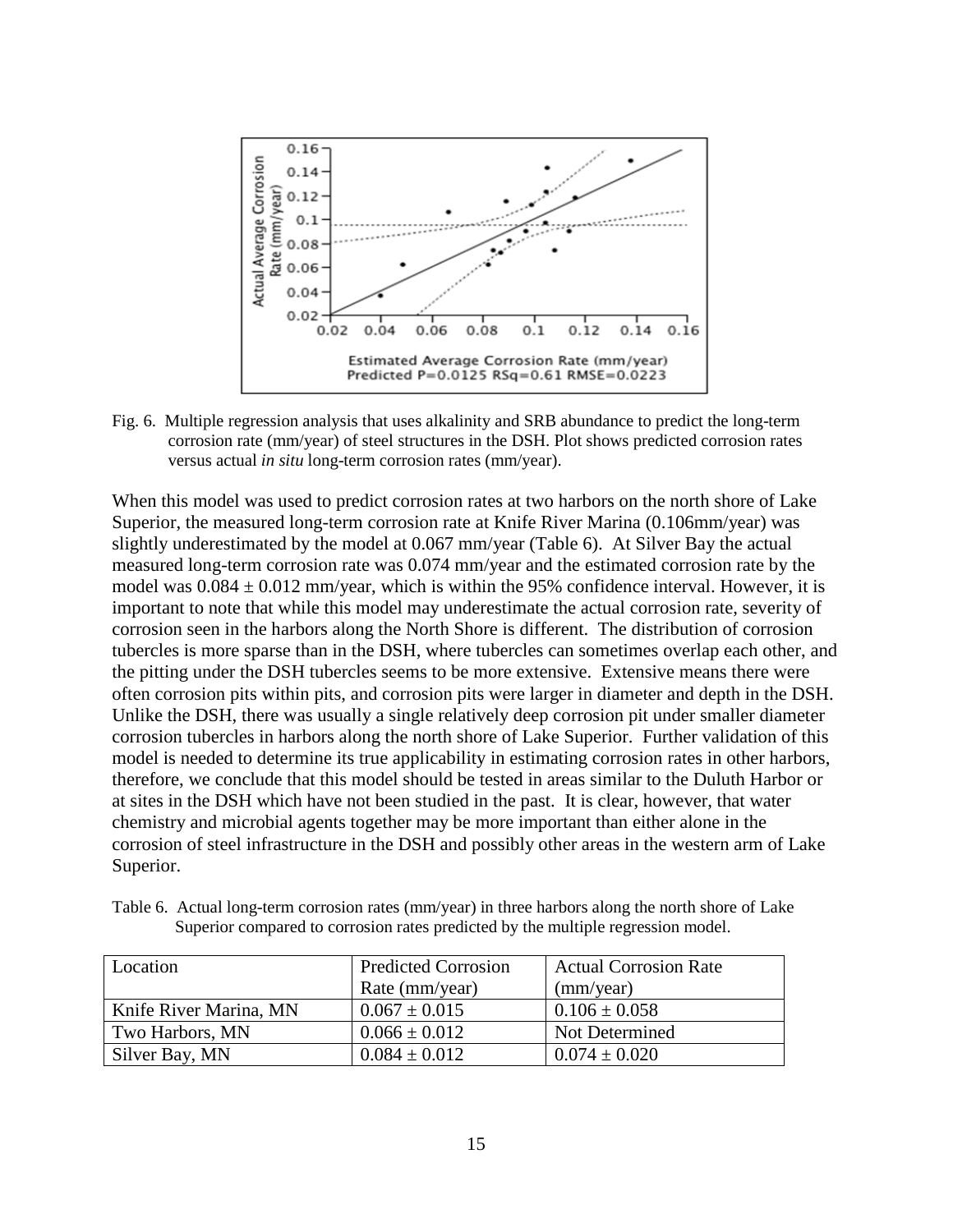Fig. 6. Multiple regression analysis that uses alkalinity and SRB abundance to predict the long-term corrosion rate (mm/year) of steel structures in the DSH. Plot shows predicted corrosion rates versus actual *in situ* long-term corrosion rates (mm/year).

When this model was used to predict corrosion rates at two harbors on the north shore of Lake Superior, the measured long-term corrosion rate at Knife River Marina (0.106mm/year) was slightly underestimated by the model at 0.067 mm/year (Table 6). At Silver Bay the actual measured long-term corrosion rate was 0.074 mm/year and the estimated corrosion rate by the model was $0.084 \pm 0.012$ mm/year, which is within the 95% confidence interval. However, it is important to note that while this model may underestimate the actual corrosion rate, severity of corrosion seen in the harbors along the North Shore is different. The distribution of corrosion tubercles is more sparse than in the DSH, where tubercles can sometimes overlap each other, and the pitting under the DSH tubercles seems to be more extensive. Extensive means there were often corrosion pits within pits, and corrosion pits were larger in diameter and depth in the DSH. Unlike the DSH, there was usually a single relatively deep corrosion pit under smaller diameter corrosion tubercles in harbors along the north shore of Lake Superior. Further validation of this model is needed to determine its true applicability in estimating corrosion rates in other harbors, therefore, we conclude that this model should be tested in areas similar to the Duluth Harbor or at sites in the DSH which have not been studied in the past. It is clear, however, that water chemistry and microbial agents together may be more important than either alone in the corrosion of steel infrastructure in the DSH and possibly other areas in the western arm of Lake Superior.

Table 6. Actual long-term corrosion rates (mm/year) in three harbors along the north shore of Lake Superior compared to corrosion rates predicted by the multiple regression model.

| Location | Predicted Corrosion Rate (mm/year) | Actual Corrosion Rate (mm/year) |
|---|---|---|
| Knife River Marina, MN | $0.067 \pm 0.015$ | $0.106 \pm 0.058$ |
| Two Harbors, MN | $0.066 \pm 0.012$ | Not Determined |
| Silver Bay, MN | $0.084 \pm 0.012$ | $0.074 \pm 0.020$ |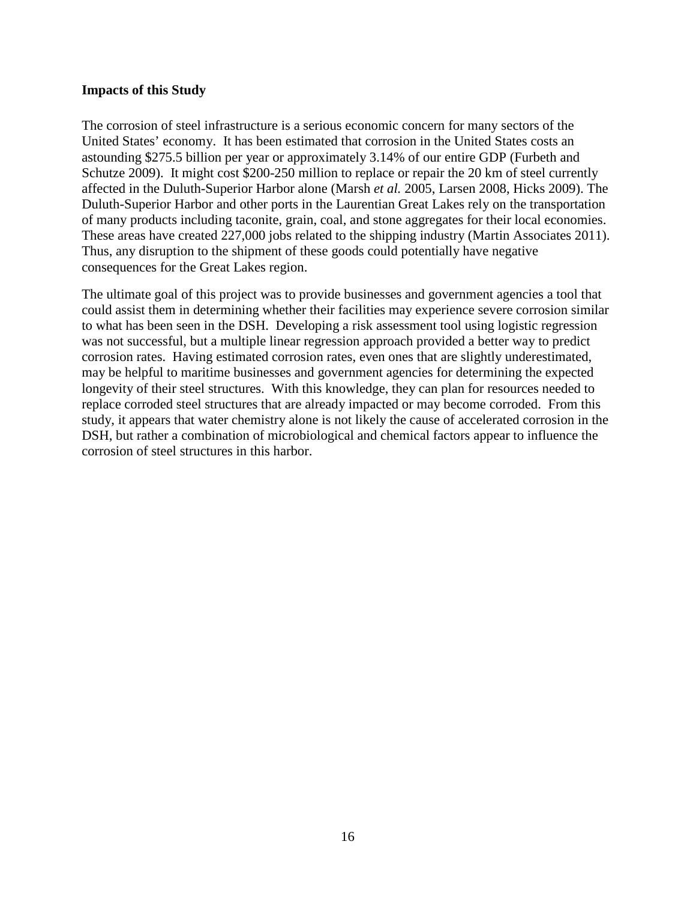**Impacts of this Study**

The corrosion of steel infrastructure is a serious economic concern for many sectors of the United States' economy. It has been estimated that corrosion in the United States costs an astounding \$275.5 billion per year or approximately 3.14% of our entire GDP (Furbeth and Schutze 2009). It might cost \$200-250 million to replace or repair the 20 km of steel currently affected in the Duluth-Superior Harbor alone (Marsh *et al.* 2005, Larsen 2008, Hicks 2009). The Duluth-Superior Harbor and other ports in the Laurentian Great Lakes rely on the transportation of many products including taconite, grain, coal, and stone aggregates for their local economies. These areas have created 227,000 jobs related to the shipping industry (Martin Associates 2011). Thus, any disruption to the shipment of these goods could potentially have negative consequences for the Great Lakes region.

The ultimate goal of this project was to provide businesses and government agencies a tool that could assist them in determining whether their facilities may experience severe corrosion similar to what has been seen in the DSH. Developing a risk assessment tool using logistic regression was not successful, but a multiple linear regression approach provided a better way to predict corrosion rates. Having estimated corrosion rates, even ones that are slightly underestimated, may be helpful to maritime businesses and government agencies for determining the expected longevity of their steel structures. With this knowledge, they can plan for resources needed to replace corroded steel structures that are already impacted or may become corroded. From this study, it appears that water chemistry alone is not likely the cause of accelerated corrosion in the DSH, but rather a combination of microbiological and chemical factors appear to influence the corrosion of steel structures in this harbor.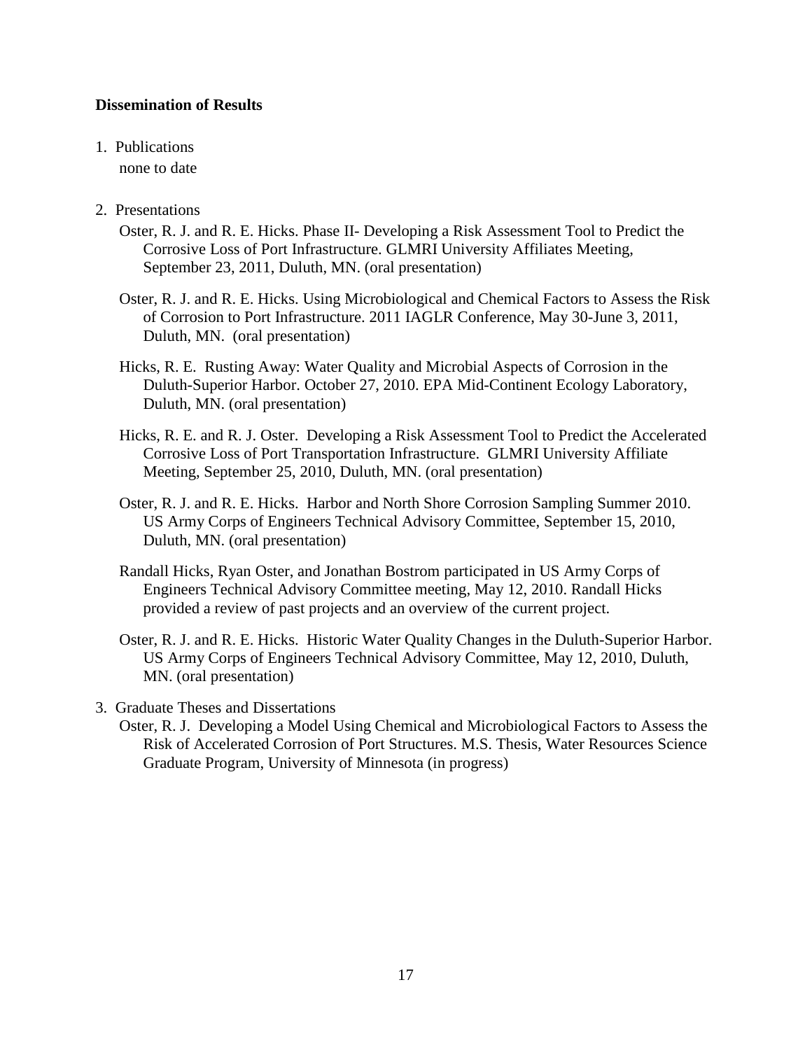**Dissemination of Results**

1. Publications

   none to date

2. Presentations

   Oster, R. J. and R. E. Hicks. Phase II- Developing a Risk Assessment Tool to Predict the Corrosive Loss of Port Infrastructure. GLMRI University Affiliates Meeting, September 23, 2011, Duluth, MN. (oral presentation)

   Oster, R. J. and R. E. Hicks. Using Microbiological and Chemical Factors to Assess the Risk of Corrosion to Port Infrastructure. 2011 IAGLR Conference, May 30-June 3, 2011, Duluth, MN. (oral presentation)

   Hicks, R. E. Rusting Away: Water Quality and Microbial Aspects of Corrosion in the Duluth-Superior Harbor. October 27, 2010. EPA Mid-Continent Ecology Laboratory, Duluth, MN. (oral presentation)

   Hicks, R. E. and R. J. Oster. Developing a Risk Assessment Tool to Predict the Accelerated Corrosive Loss of Port Transportation Infrastructure. GLMRI University Affiliate Meeting, September 25, 2010, Duluth, MN. (oral presentation)

   Oster, R. J. and R. E. Hicks. Harbor and North Shore Corrosion Sampling Summer 2010. US Army Corps of Engineers Technical Advisory Committee, September 15, 2010, Duluth, MN. (oral presentation)

   Randall Hicks, Ryan Oster, and Jonathan Bostrom participated in US Army Corps of Engineers Technical Advisory Committee meeting, May 12, 2010. Randall Hicks provided a review of past projects and an overview of the current project.

   Oster, R. J. and R. E. Hicks. Historic Water Quality Changes in the Duluth-Superior Harbor. US Army Corps of Engineers Technical Advisory Committee, May 12, 2010, Duluth, MN. (oral presentation)

3. Graduate Theses and Dissertations

   Oster, R. J. Developing a Model Using Chemical and Microbiological Factors to Assess the Risk of Accelerated Corrosion of Port Structures. M.S. Thesis, Water Resources Science Graduate Program, University of Minnesota (in progress)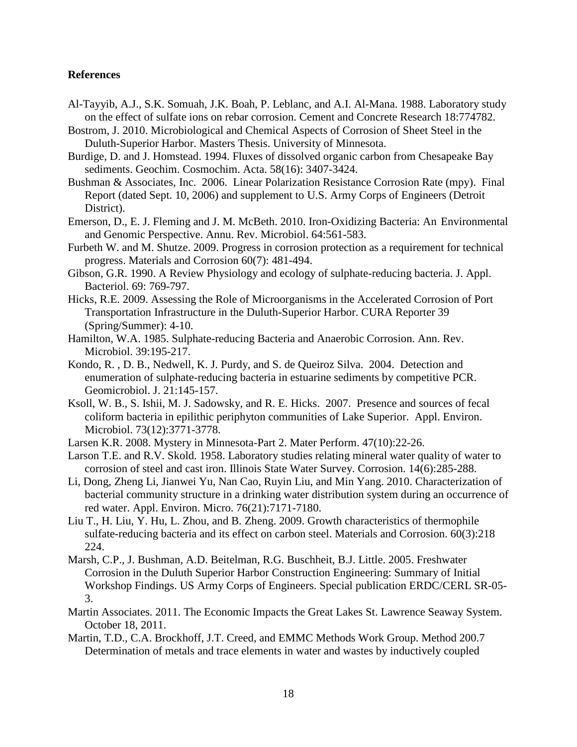**References**

Al-Tayyib, A.J., S.K. Somuah, J.K. Boah, P. Leblanc, and A.I. Al-Mana. 1988. Laboratory study on the effect of sulfate ions on rebar corrosion. Cement and Concrete Research 18:774782.

Bostrom, J. 2010. Microbiological and Chemical Aspects of Corrosion of Sheet Steel in the Duluth-Superior Harbor. Masters Thesis. University of Minnesota.

Burdige, D. and J. Homstead. 1994. Fluxes of dissolved organic carbon from Chesapeake Bay sediments. Geochim. Cosmochim. Acta. 58(16): 3407-3424.

Bushman & Associates, Inc. 2006. Linear Polarization Resistance Corrosion Rate (mpy). Final Report (dated Sept. 10, 2006) and supplement to U.S. Army Corps of Engineers (Detroit District).

Emerson, D., E. J. Fleming and J. M. McBeth. 2010. Iron-Oxidizing Bacteria: An Environmental and Genomic Perspective. Annu. Rev. Microbiol. 64:561-583.

Furbeth W. and M. Shutze. 2009. Progress in corrosion protection as a requirement for technical progress. Materials and Corrosion 60(7): 481-494.

Gibson, G.R. 1990. A Review Physiology and ecology of sulphate-reducing bacteria. J. Appl. Bacteriol. 69: 769-797.

Hicks, R.E. 2009. Assessing the Role of Microorganisms in the Accelerated Corrosion of Port Transportation Infrastructure in the Duluth-Superior Harbor. CURA Reporter 39 (Spring/Summer): 4-10.

Hamilton, W.A. 1985. Sulphate-reducing Bacteria and Anaerobic Corrosion. Ann. Rev. Microbiol. 39:195-217.

Kondo, R. , D. B., Nedwell, K. J. Purdy, and S. de Queiroz Silva. 2004. Detection and enumeration of sulphate-reducing bacteria in estuarine sediments by competitive PCR. Geomicrobiol. J. 21:145-157.

Ksoll, W. B., S. Ishii, M. J. Sadowsky, and R. E. Hicks. 2007. Presence and sources of fecal coliform bacteria in epilithic periphyton communities of Lake Superior. Appl. Environ. Microbiol. 73(12):3771-3778.

Larsen K.R. 2008. Mystery in Minnesota-Part 2. Mater Perform. 47(10):22-26.

Larson T.E. and R.V. Skold. 1958. Laboratory studies relating mineral water quality of water to corrosion of steel and cast iron. Illinois State Water Survey. Corrosion. 14(6):285-288.

Li, Dong, Zheng Li, Jianwei Yu, Nan Cao, Ruyin Liu, and Min Yang. 2010. Characterization of bacterial community structure in a drinking water distribution system during an occurrence of red water. Appl. Environ. Micro. 76(21):7171-7180.

Liu T., H. Liu, Y. Hu, L. Zhou, and B. Zheng. 2009. Growth characteristics of thermophile sulfate-reducing bacteria and its effect on carbon steel. Materials and Corrosion. 60(3):218 224.

Marsh, C.P., J. Bushman, A.D. Beitelman, R.G. Buschheit, B.J. Little. 2005. Freshwater Corrosion in the Duluth Superior Harbor Construction Engineering: Summary of Initial Workshop Findings. US Army Corps of Engineers. Special publication ERDC/CERL SR-05-3.

Martin Associates. 2011. The Economic Impacts the Great Lakes St. Lawrence Seaway System. October 18, 2011.

Martin, T.D., C.A. Brockhoff, J.T. Creed, and EMMC Methods Work Group. Method 200.7 Determination of metals and trace elements in water and wastes by inductively coupled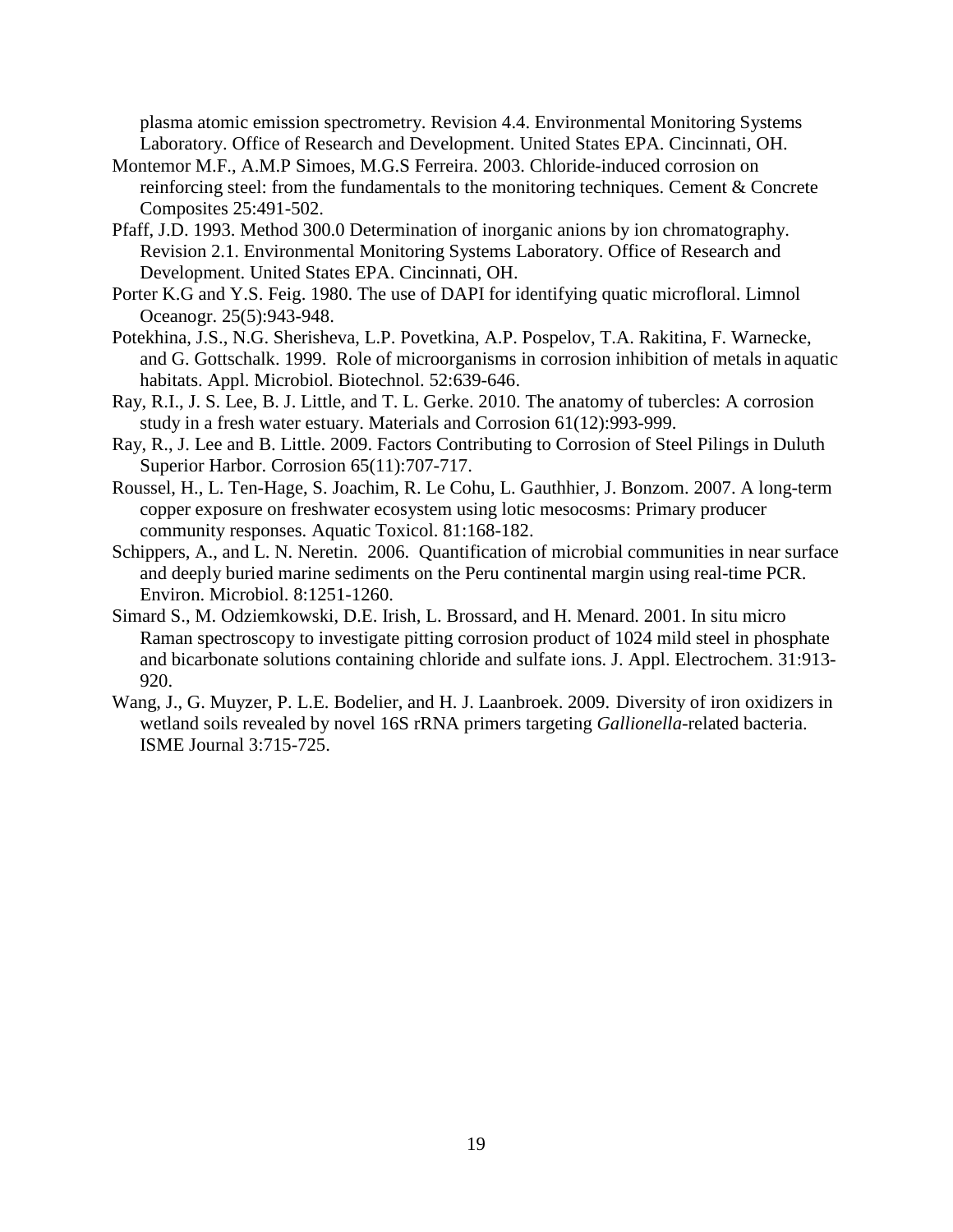plasma atomic emission spectrometry. Revision 4.4. Environmental Monitoring Systems Laboratory. Office of Research and Development. United States EPA. Cincinnati, OH.

Montemor M.F., A.M.P Simoes, M.G.S Ferreira. 2003. Chloride-induced corrosion on reinforcing steel: from the fundamentals to the monitoring techniques. Cement & Concrete Composites 25:491-502.

Pfaff, J.D. 1993. Method 300.0 Determination of inorganic anions by ion chromatography. Revision 2.1. Environmental Monitoring Systems Laboratory. Office of Research and Development. United States EPA. Cincinnati, OH.

Porter K.G and Y.S. Feig. 1980. The use of DAPI for identifying quatic microfloral. Limnol Oceanogr. 25(5):943-948.

Potekhina, J.S., N.G. Sherisheva, L.P. Povetkina, A.P. Pospelov, T.A. Rakitina, F. Warnecke, and G. Gottschalk. 1999. Role of microorganisms in corrosion inhibition of metals in aquatic habitats. Appl. Microbiol. Biotechnol. 52:639-646.

Ray, R.I., J. S. Lee, B. J. Little, and T. L. Gerke. 2010. The anatomy of tubercles: A corrosion study in a fresh water estuary. Materials and Corrosion 61(12):993-999.

Ray, R., J. Lee and B. Little. 2009. Factors Contributing to Corrosion of Steel Pilings in Duluth Superior Harbor. Corrosion 65(11):707-717.

Roussel, H., L. Ten-Hage, S. Joachim, R. Le Cohu, L. Gauthhier, J. Bonzom. 2007. A long-term copper exposure on freshwater ecosystem using lotic mesocosms: Primary producer community responses. Aquatic Toxicol. 81:168-182.

Schippers, A., and L. N. Neretin. 2006. Quantification of microbial communities in near surface and deeply buried marine sediments on the Peru continental margin using real-time PCR. Environ. Microbiol. 8:1251-1260.

Simard S., M. Odziemkowski, D.E. Irish, L. Brossard, and H. Menard. 2001. In situ micro Raman spectroscopy to investigate pitting corrosion product of 1024 mild steel in phosphate and bicarbonate solutions containing chloride and sulfate ions. J. Appl. Electrochem. 31:913-920.

Wang, J., G. Muyzer, P. L.E. Bodelier, and H. J. Laanbroek. 2009. Diversity of iron oxidizers in wetland soils revealed by novel 16S rRNA primers targeting *Gallionella*-related bacteria. ISME Journal 3:715-725.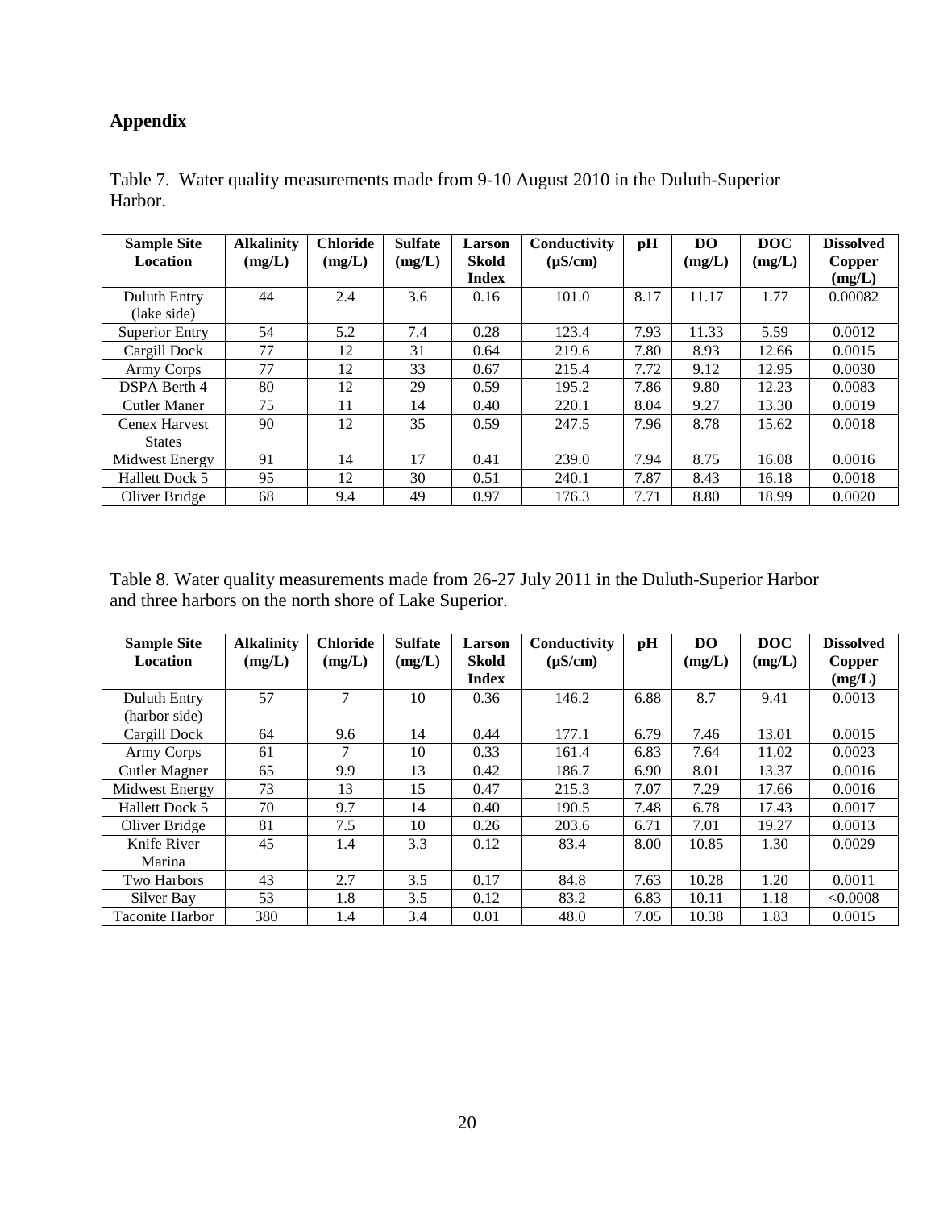## Appendix

Table 7. Water quality measurements made from 9-10 August 2010 in the Duluth-Superior Harbor.

| Sample Site Location | Alkalinity (mg/L) | Chloride (mg/L) | Sulfate (mg/L) | Larson Skold Index | Conductivity (μS/cm) | pH | DO (mg/L) | DOC (mg/L) | Dissolved Copper (mg/L) |
|---|---|---|---|---|---|---|---|---|---|
| Duluth Entry (lake side) | 44 | 2.4 | 3.6 | 0.16 | 101.0 | 8.17 | 11.17 | 1.77 | 0.00082 |
| Superior Entry | 54 | 5.2 | 7.4 | 0.28 | 123.4 | 7.93 | 11.33 | 5.59 | 0.0012 |
| Cargill Dock | 77 | 12 | 31 | 0.64 | 219.6 | 7.80 | 8.93 | 12.66 | 0.0015 |
| Army Corps | 77 | 12 | 33 | 0.67 | 215.4 | 7.72 | 9.12 | 12.95 | 0.0030 |
| DSPA Berth 4 | 80 | 12 | 29 | 0.59 | 195.2 | 7.86 | 9.80 | 12.23 | 0.0083 |
| Cutler Maner | 75 | 11 | 14 | 0.40 | 220.1 | 8.04 | 9.27 | 13.30 | 0.0019 |
| Cenex Harvest States | 90 | 12 | 35 | 0.59 | 247.5 | 7.96 | 8.78 | 15.62 | 0.0018 |
| Midwest Energy | 91 | 14 | 17 | 0.41 | 239.0 | 7.94 | 8.75 | 16.08 | 0.0016 |
| Hallett Dock 5 | 95 | 12 | 30 | 0.51 | 240.1 | 7.87 | 8.43 | 16.18 | 0.0018 |
| Oliver Bridge | 68 | 9.4 | 49 | 0.97 | 176.3 | 7.71 | 8.80 | 18.99 | 0.0020 |

Table 8. Water quality measurements made from 26-27 July 2011 in the Duluth-Superior Harbor and three harbors on the north shore of Lake Superior.

| Sample Site Location | Alkalinity (mg/L) | Chloride (mg/L) | Sulfate (mg/L) | Larson Skold Index | Conductivity (μS/cm) | pH | DO (mg/L) | DOC (mg/L) | Dissolved Copper (mg/L) |
|---|---|---|---|---|---|---|---|---|---|
| Duluth Entry (harbor side) | 57 | 7 | 10 | 0.36 | 146.2 | 6.88 | 8.7 | 9.41 | 0.0013 |
| Cargill Dock | 64 | 9.6 | 14 | 0.44 | 177.1 | 6.79 | 7.46 | 13.01 | 0.0015 |
| Army Corps | 61 | 7 | 10 | 0.33 | 161.4 | 6.83 | 7.64 | 11.02 | 0.0023 |
| Cutler Magner | 65 | 9.9 | 13 | 0.42 | 186.7 | 6.90 | 8.01 | 13.37 | 0.0016 |
| Midwest Energy | 73 | 13 | 15 | 0.47 | 215.3 | 7.07 | 7.29 | 17.66 | 0.0016 |
| Hallett Dock 5 | 70 | 9.7 | 14 | 0.40 | 190.5 | 7.48 | 6.78 | 17.43 | 0.0017 |
| Oliver Bridge | 81 | 7.5 | 10 | 0.26 | 203.6 | 6.71 | 7.01 | 19.27 | 0.0013 |
| Knife River Marina | 45 | 1.4 | 3.3 | 0.12 | 83.4 | 8.00 | 10.85 | 1.30 | 0.0029 |
| Two Harbors | 43 | 2.7 | 3.5 | 0.17 | 84.8 | 7.63 | 10.28 | 1.20 | 0.0011 |
| Silver Bay | 53 | 1.8 | 3.5 | 0.12 | 83.2 | 6.83 | 10.11 | 1.18 | <0.0008 |
| Taconite Harbor | 380 | 1.4 | 3.4 | 0.01 | 48.0 | 7.05 | 10.38 | 1.83 | 0.0015 |